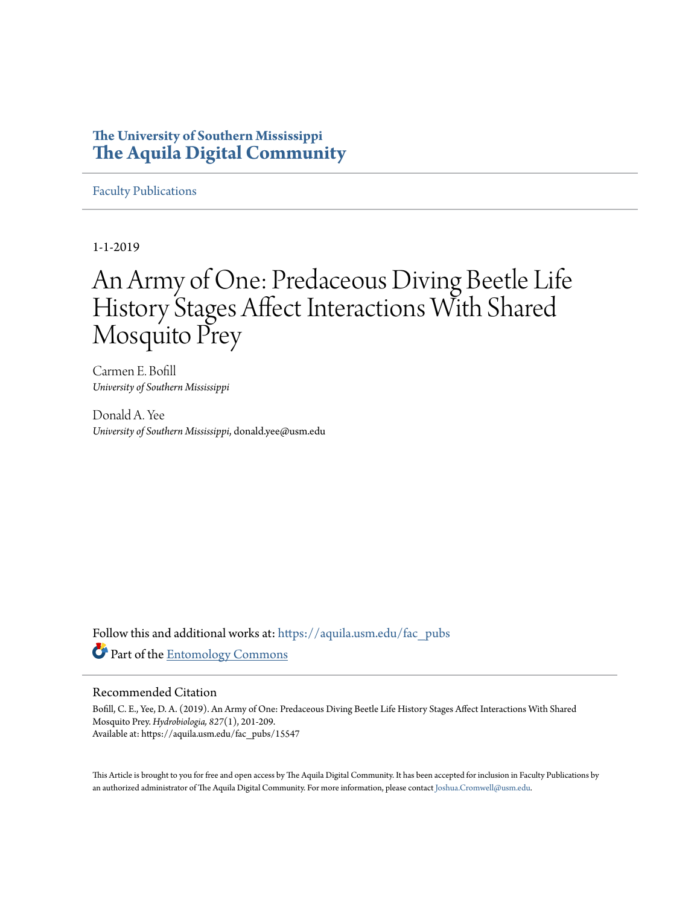The University of Southern Mississippi

# The Aquila Digital Community

Faculty Publications

1-1-2019

# An Army of One: Predaceous Diving Beetle Life History Stages Affect Interactions With Shared Mosquito Prey

Carmen E. Bofill
*University of Southern Mississippi*

Donald A. Yee
*University of Southern Mississippi*, donald.yee@usm.edu

Follow this and additional works at: https://aquila.usm.edu/fac_pubs

Part of the Entomology Commons

## Recommended Citation

Bofill, C. E., Yee, D. A. (2019). An Army of One: Predaceous Diving Beetle Life History Stages Affect Interactions With Shared Mosquito Prey. *Hydrobiologia, 827*(1), 201-209.
Available at: https://aquila.usm.edu/fac_pubs/15547

This Article is brought to you for free and open access by The Aquila Digital Community. It has been accepted for inclusion in Faculty Publications by an authorized administrator of The Aquila Digital Community. For more information, please contact Joshua.Cromwell@usm.edu.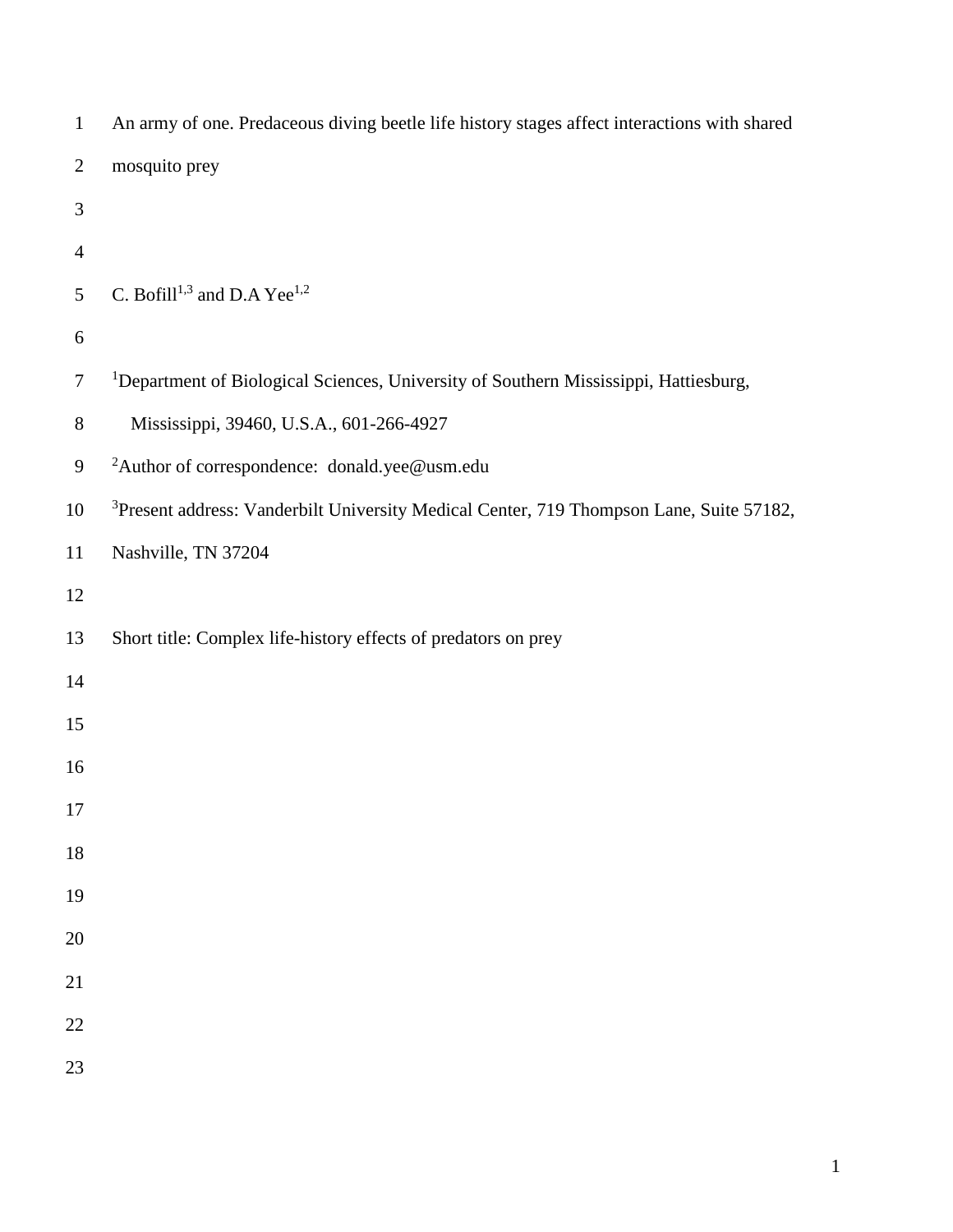# An army of one. Predaceous diving beetle life history stages affect interactions with shared mosquito prey

C. Bofill[1,3] and D.A Yee[1,2]

[1]Department of Biological Sciences, University of Southern Mississippi, Hattiesburg, Mississippi, 39460, U.S.A., 601-266-4927

[2]Author of correspondence: donald.yee@usm.edu

[3]Present address: Vanderbilt University Medical Center, 719 Thompson Lane, Suite 57182, Nashville, TN 37204

Short title: Complex life-history effects of predators on prey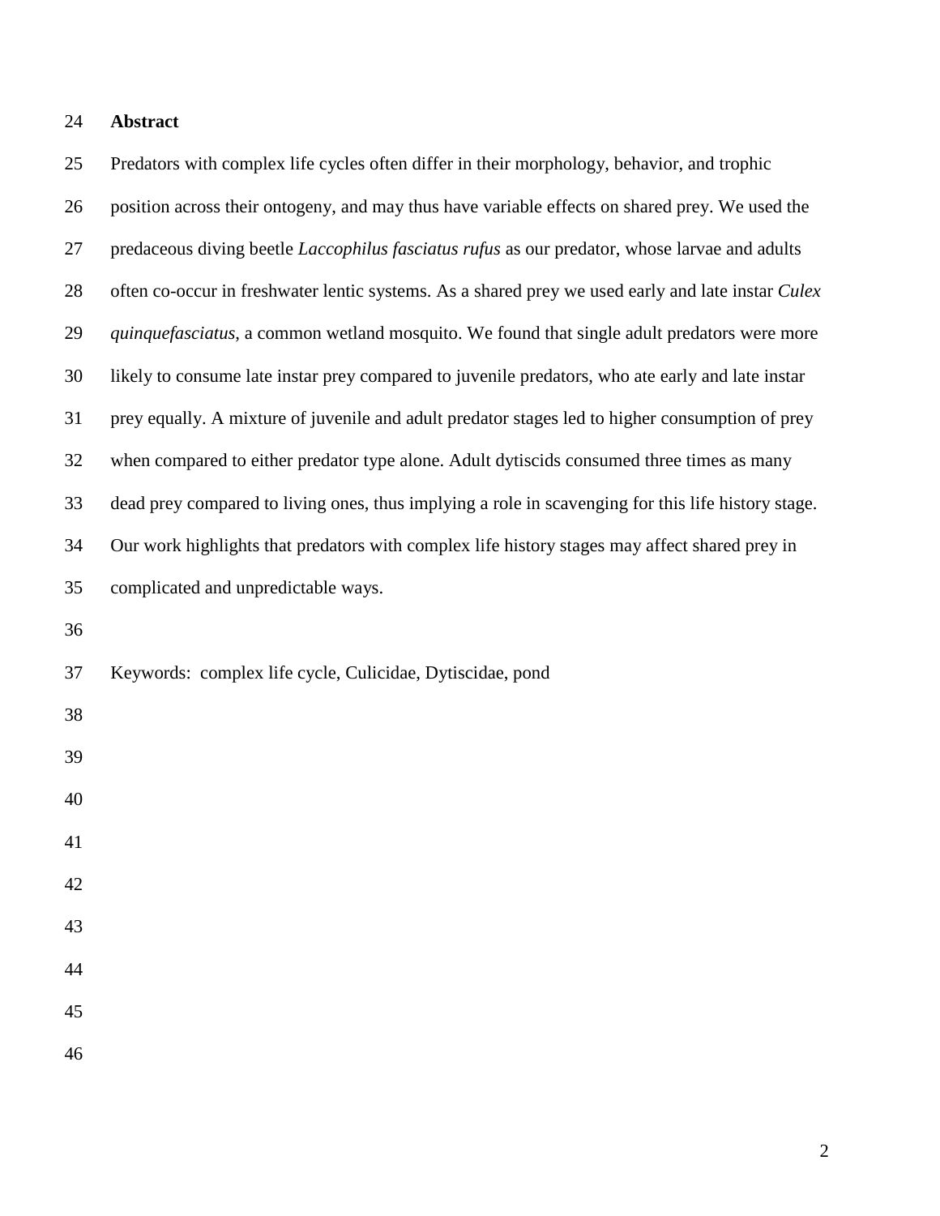## Abstract

Predators with complex life cycles often differ in their morphology, behavior, and trophic position across their ontogeny, and may thus have variable effects on shared prey. We used the predaceous diving beetle *Laccophilus fasciatus rufus* as our predator, whose larvae and adults often co-occur in freshwater lentic systems. As a shared prey we used early and late instar *Culex quinquefasciatus*, a common wetland mosquito. We found that single adult predators were more likely to consume late instar prey compared to juvenile predators, who ate early and late instar prey equally. A mixture of juvenile and adult predator stages led to higher consumption of prey when compared to either predator type alone. Adult dytiscids consumed three times as many dead prey compared to living ones, thus implying a role in scavenging for this life history stage. Our work highlights that predators with complex life history stages may affect shared prey in complicated and unpredictable ways.

Keywords: complex life cycle, Culicidae, Dytiscidae, pond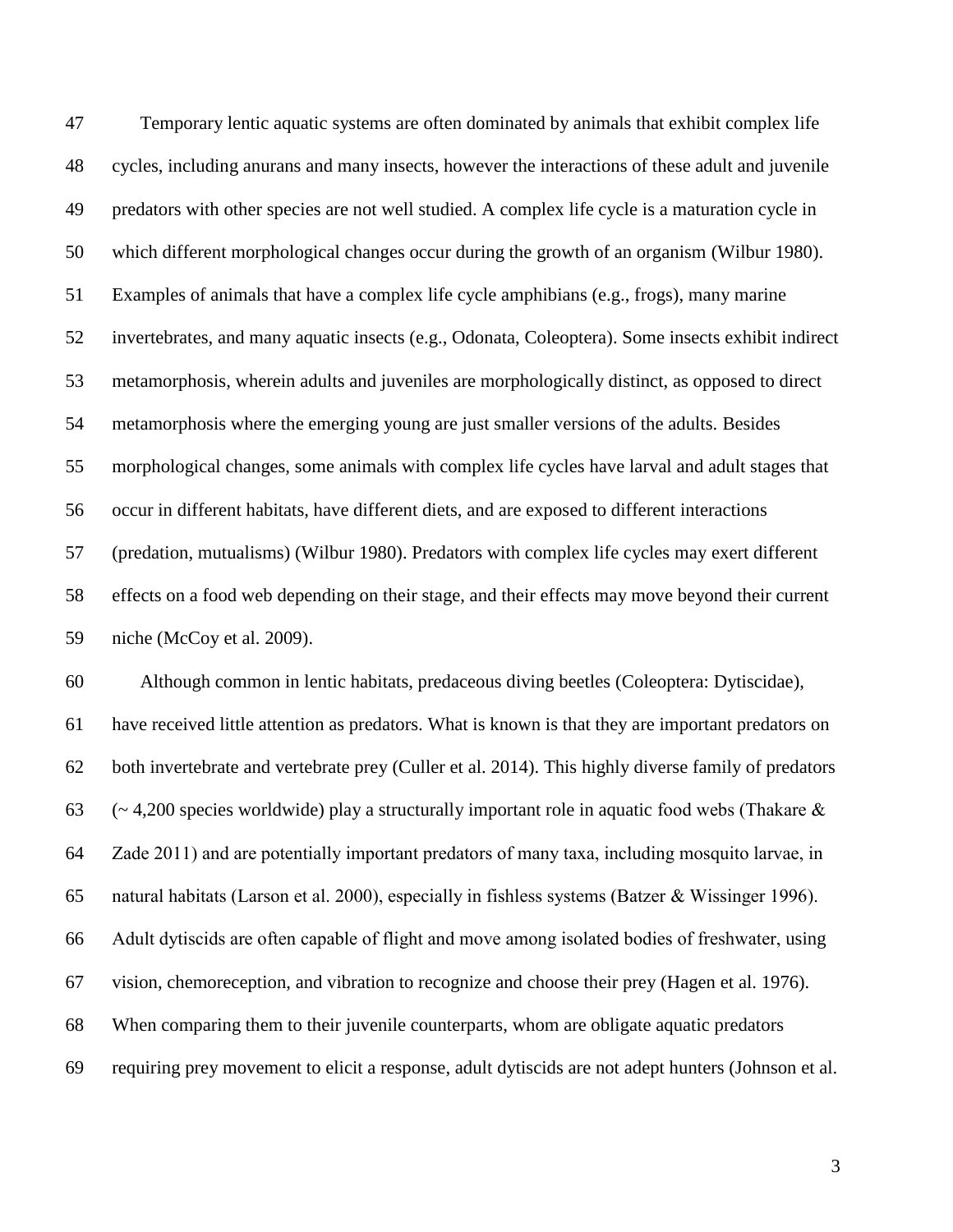Temporary lentic aquatic systems are often dominated by animals that exhibit complex life cycles, including anurans and many insects, however the interactions of these adult and juvenile predators with other species are not well studied. A complex life cycle is a maturation cycle in which different morphological changes occur during the growth of an organism (Wilbur 1980). Examples of animals that have a complex life cycle amphibians (e.g., frogs), many marine invertebrates, and many aquatic insects (e.g., Odonata, Coleoptera). Some insects exhibit indirect metamorphosis, wherein adults and juveniles are morphologically distinct, as opposed to direct metamorphosis where the emerging young are just smaller versions of the adults. Besides morphological changes, some animals with complex life cycles have larval and adult stages that occur in different habitats, have different diets, and are exposed to different interactions (predation, mutualisms) (Wilbur 1980). Predators with complex life cycles may exert different effects on a food web depending on their stage, and their effects may move beyond their current niche (McCoy et al. 2009).

Although common in lentic habitats, predaceous diving beetles (Coleoptera: Dytiscidae), have received little attention as predators. What is known is that they are important predators on both invertebrate and vertebrate prey (Culler et al. 2014). This highly diverse family of predators (~ 4,200 species worldwide) play a structurally important role in aquatic food webs (Thakare & Zade 2011) and are potentially important predators of many taxa, including mosquito larvae, in natural habitats (Larson et al. 2000), especially in fishless systems (Batzer & Wissinger 1996). Adult dytiscids are often capable of flight and move among isolated bodies of freshwater, using vision, chemoreception, and vibration to recognize and choose their prey (Hagen et al. 1976). When comparing them to their juvenile counterparts, whom are obligate aquatic predators requiring prey movement to elicit a response, adult dytiscids are not adept hunters (Johnson et al.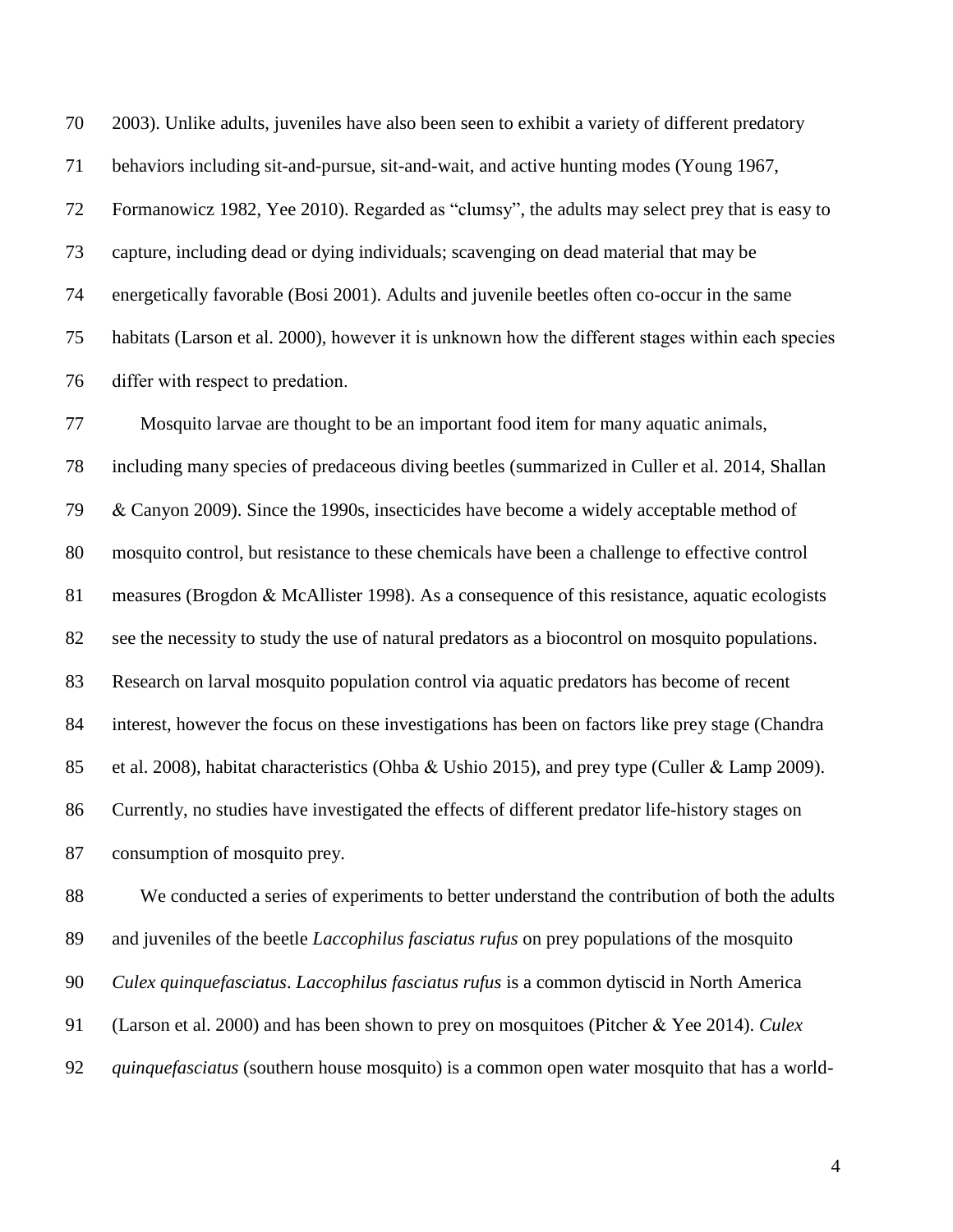2003). Unlike adults, juveniles have also been seen to exhibit a variety of different predatory behaviors including sit-and-pursue, sit-and-wait, and active hunting modes (Young 1967, Formanowicz 1982, Yee 2010). Regarded as "clumsy", the adults may select prey that is easy to capture, including dead or dying individuals; scavenging on dead material that may be energetically favorable (Bosi 2001). Adults and juvenile beetles often co-occur in the same habitats (Larson et al. 2000), however it is unknown how the different stages within each species differ with respect to predation.

Mosquito larvae are thought to be an important food item for many aquatic animals, including many species of predaceous diving beetles (summarized in Culler et al. 2014, Shallan & Canyon 2009). Since the 1990s, insecticides have become a widely acceptable method of mosquito control, but resistance to these chemicals have been a challenge to effective control measures (Brogdon & McAllister 1998). As a consequence of this resistance, aquatic ecologists see the necessity to study the use of natural predators as a biocontrol on mosquito populations. Research on larval mosquito population control via aquatic predators has become of recent interest, however the focus on these investigations has been on factors like prey stage (Chandra et al. 2008), habitat characteristics (Ohba & Ushio 2015), and prey type (Culler & Lamp 2009). Currently, no studies have investigated the effects of different predator life-history stages on consumption of mosquito prey.

We conducted a series of experiments to better understand the contribution of both the adults and juveniles of the beetle *Laccophilus fasciatus rufus* on prey populations of the mosquito *Culex quinquefasciatus*. *Laccophilus fasciatus rufus* is a common dytiscid in North America (Larson et al. 2000) and has been shown to prey on mosquitoes (Pitcher & Yee 2014). *Culex quinquefasciatus* (southern house mosquito) is a common open water mosquito that has a world-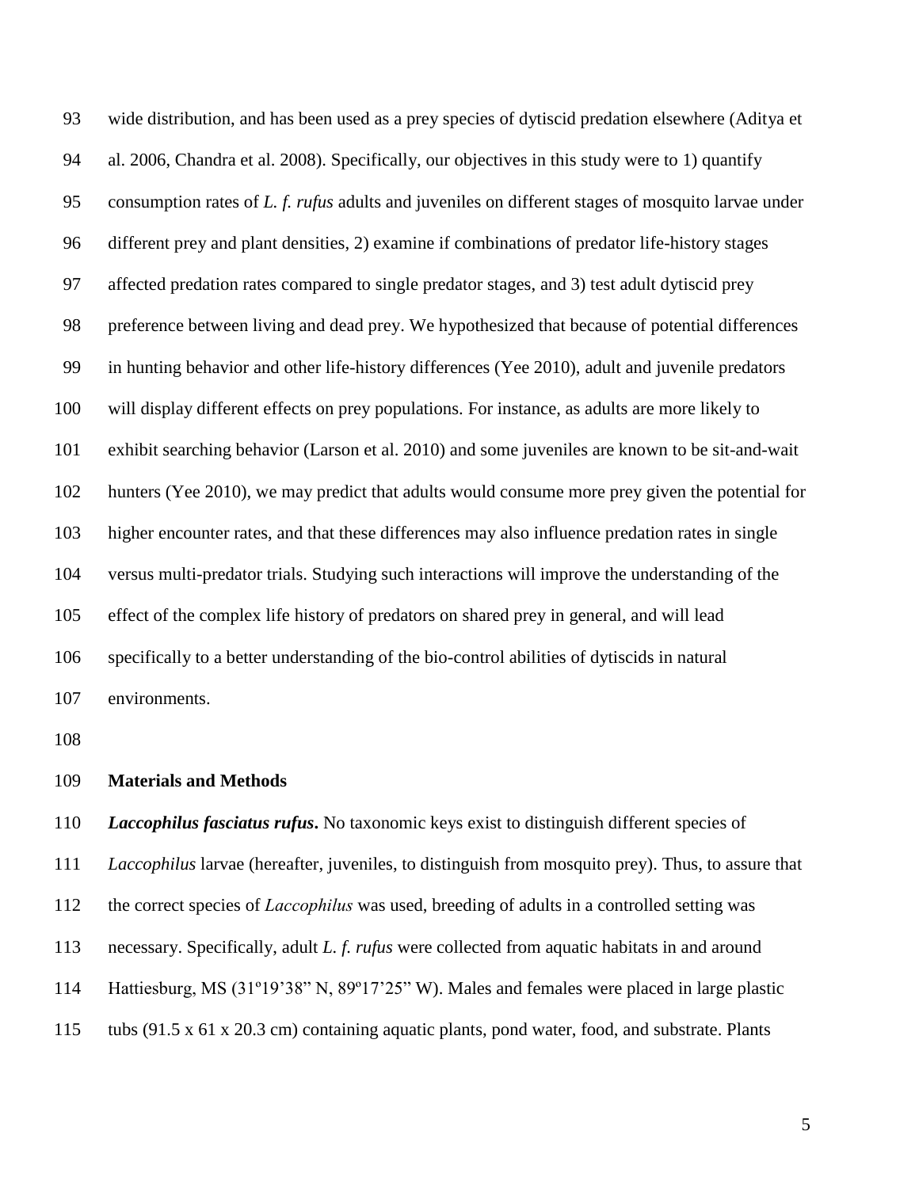wide distribution, and has been used as a prey species of dytiscid predation elsewhere (Aditya et al. 2006, Chandra et al. 2008). Specifically, our objectives in this study were to 1) quantify consumption rates of *L. f. rufus* adults and juveniles on different stages of mosquito larvae under different prey and plant densities, 2) examine if combinations of predator life-history stages affected predation rates compared to single predator stages, and 3) test adult dytiscid prey preference between living and dead prey. We hypothesized that because of potential differences in hunting behavior and other life-history differences (Yee 2010), adult and juvenile predators will display different effects on prey populations. For instance, as adults are more likely to exhibit searching behavior (Larson et al. 2010) and some juveniles are known to be sit-and-wait hunters (Yee 2010), we may predict that adults would consume more prey given the potential for higher encounter rates, and that these differences may also influence predation rates in single versus multi-predator trials. Studying such interactions will improve the understanding of the effect of the complex life history of predators on shared prey in general, and will lead specifically to a better understanding of the bio-control abilities of dytiscids in natural environments.

## Materials and Methods

***Laccophilus fasciatus rufus*.** No taxonomic keys exist to distinguish different species of *Laccophilus* larvae (hereafter, juveniles, to distinguish from mosquito prey). Thus, to assure that the correct species of *Laccophilus* was used, breeding of adults in a controlled setting was necessary. Specifically, adult *L. f. rufus* were collected from aquatic habitats in and around Hattiesburg, MS (31º19'38" N, 89º17'25" W). Males and females were placed in large plastic tubs (91.5 x 61 x 20.3 cm) containing aquatic plants, pond water, food, and substrate. Plants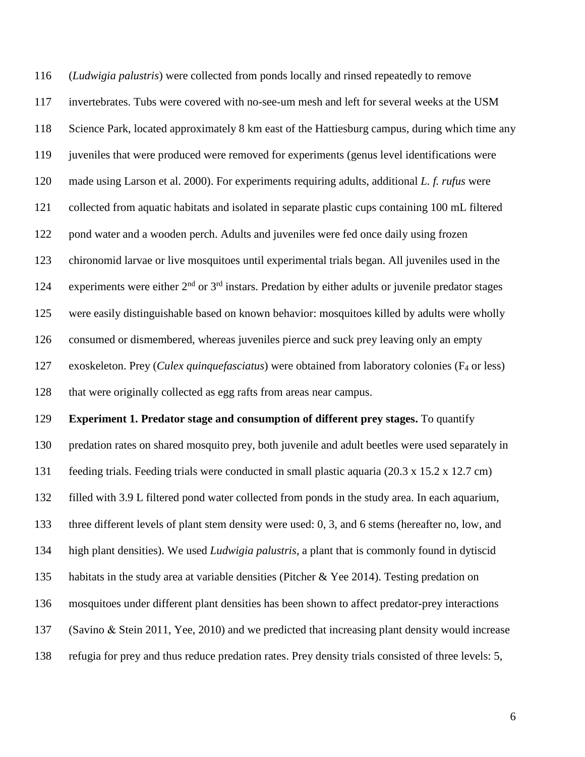(*Ludwigia palustris*) were collected from ponds locally and rinsed repeatedly to remove invertebrates. Tubs were covered with no-see-um mesh and left for several weeks at the USM Science Park, located approximately 8 km east of the Hattiesburg campus, during which time any juveniles that were produced were removed for experiments (genus level identifications were made using Larson et al. 2000). For experiments requiring adults, additional *L. f. rufus* were collected from aquatic habitats and isolated in separate plastic cups containing 100 mL filtered pond water and a wooden perch. Adults and juveniles were fed once daily using frozen chironomid larvae or live mosquitoes until experimental trials began. All juveniles used in the experiments were either $2^{nd}$ or $3^{rd}$ instars. Predation by either adults or juvenile predator stages were easily distinguishable based on known behavior: mosquitoes killed by adults were wholly consumed or dismembered, whereas juveniles pierce and suck prey leaving only an empty exoskeleton. Prey (*Culex quinquefasciatus*) were obtained from laboratory colonies ($F_4$ or less) that were originally collected as egg rafts from areas near campus.

**Experiment 1. Predator stage and consumption of different prey stages.** To quantify predation rates on shared mosquito prey, both juvenile and adult beetles were used separately in feeding trials. Feeding trials were conducted in small plastic aquaria (20.3 x 15.2 x 12.7 cm) filled with 3.9 L filtered pond water collected from ponds in the study area. In each aquarium, three different levels of plant stem density were used: 0, 3, and 6 stems (hereafter no, low, and high plant densities). We used *Ludwigia palustris*, a plant that is commonly found in dytiscid habitats in the study area at variable densities (Pitcher & Yee 2014). Testing predation on mosquitoes under different plant densities has been shown to affect predator-prey interactions (Savino & Stein 2011, Yee, 2010) and we predicted that increasing plant density would increase refugia for prey and thus reduce predation rates. Prey density trials consisted of three levels: 5,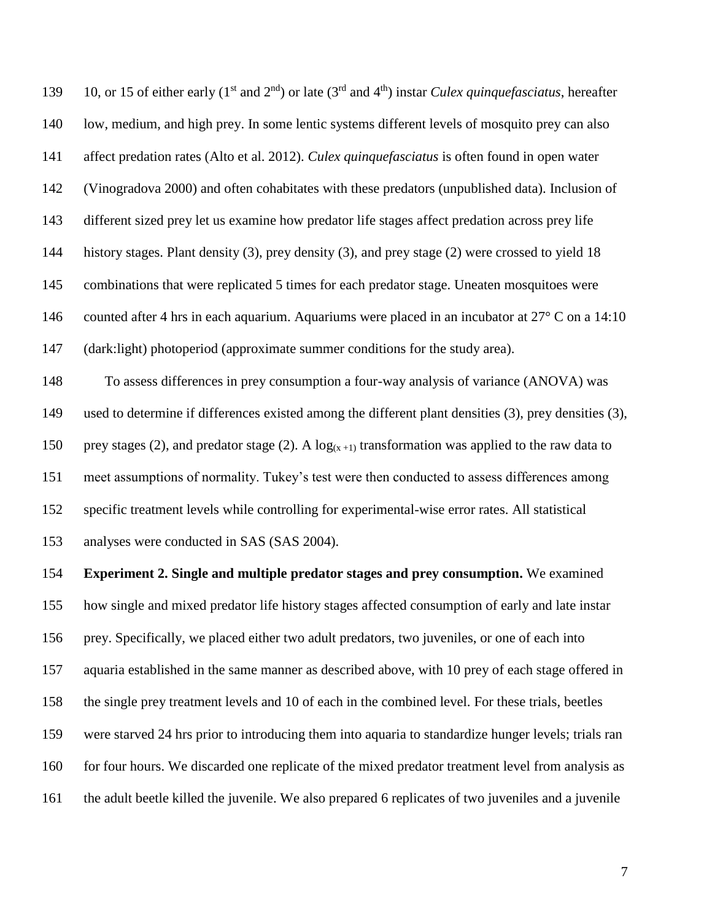10, or 15 of either early (1st and 2nd) or late (3rd and 4th) instar *Culex quinquefasciatus*, hereafter low, medium, and high prey. In some lentic systems different levels of mosquito prey can also affect predation rates (Alto et al. 2012). *Culex quinquefasciatus* is often found in open water (Vinogradova 2000) and often cohabitates with these predators (unpublished data). Inclusion of different sized prey let us examine how predator life stages affect predation across prey life history stages. Plant density (3), prey density (3), and prey stage (2) were crossed to yield 18 combinations that were replicated 5 times for each predator stage. Uneaten mosquitoes were counted after 4 hrs in each aquarium. Aquariums were placed in an incubator at 27° C on a 14:10 (dark:light) photoperiod (approximate summer conditions for the study area).

To assess differences in prey consumption a four-way analysis of variance (ANOVA) was used to determine if differences existed among the different plant densities (3), prey densities (3), prey stages (2), and predator stage (2). A $\log_{(x+1)}$ transformation was applied to the raw data to meet assumptions of normality. Tukey's test were then conducted to assess differences among specific treatment levels while controlling for experimental-wise error rates. All statistical analyses were conducted in SAS (SAS 2004).

**Experiment 2. Single and multiple predator stages and prey consumption.** We examined how single and mixed predator life history stages affected consumption of early and late instar prey. Specifically, we placed either two adult predators, two juveniles, or one of each into aquaria established in the same manner as described above, with 10 prey of each stage offered in the single prey treatment levels and 10 of each in the combined level. For these trials, beetles were starved 24 hrs prior to introducing them into aquaria to standardize hunger levels; trials ran for four hours. We discarded one replicate of the mixed predator treatment level from analysis as the adult beetle killed the juvenile. We also prepared 6 replicates of two juveniles and a juvenile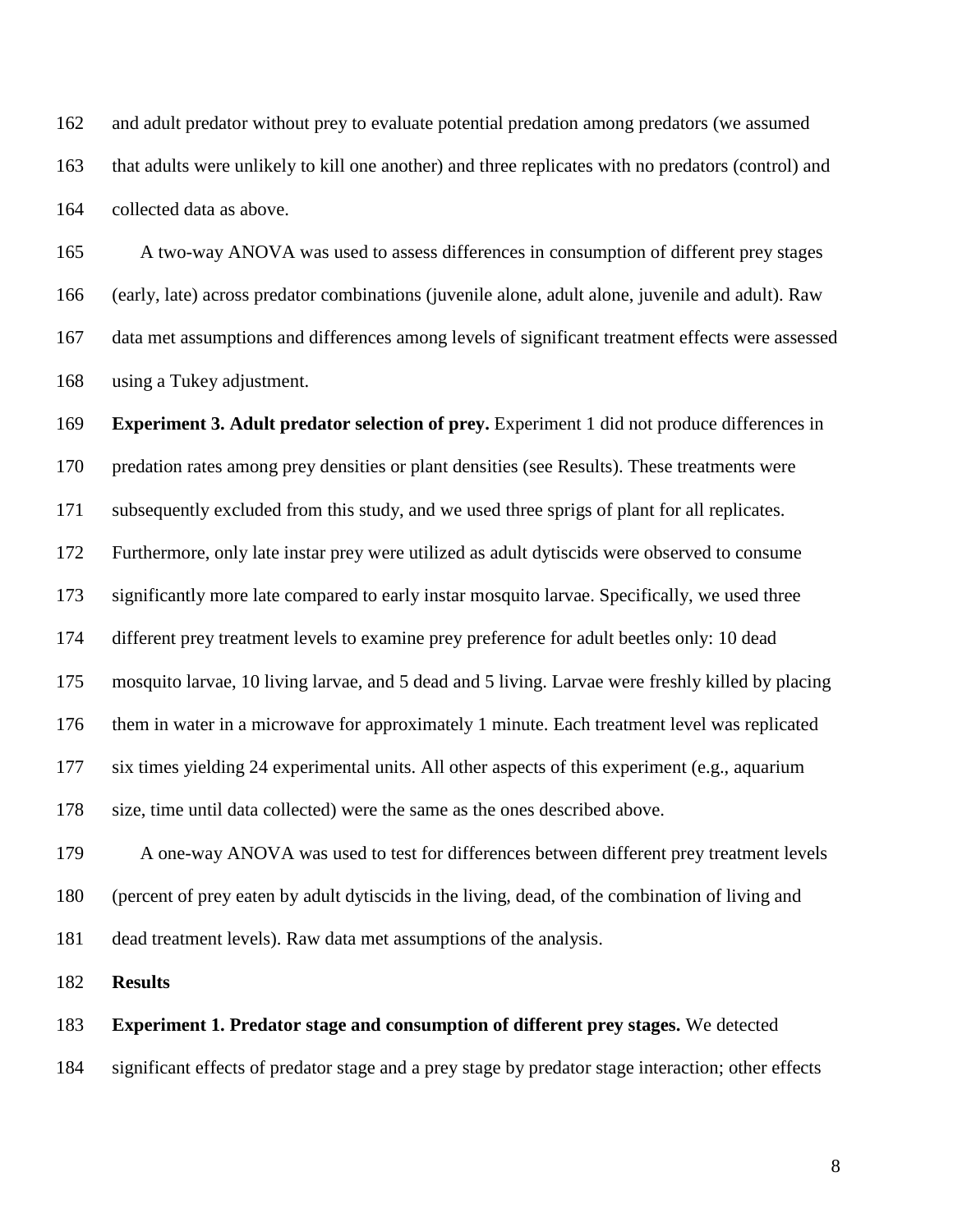and adult predator without prey to evaluate potential predation among predators (we assumed that adults were unlikely to kill one another) and three replicates with no predators (control) and collected data as above.

A two-way ANOVA was used to assess differences in consumption of different prey stages (early, late) across predator combinations (juvenile alone, adult alone, juvenile and adult). Raw data met assumptions and differences among levels of significant treatment effects were assessed using a Tukey adjustment.

**Experiment 3. Adult predator selection of prey.** Experiment 1 did not produce differences in predation rates among prey densities or plant densities (see Results). These treatments were subsequently excluded from this study, and we used three sprigs of plant for all replicates. Furthermore, only late instar prey were utilized as adult dytiscids were observed to consume significantly more late compared to early instar mosquito larvae. Specifically, we used three different prey treatment levels to examine prey preference for adult beetles only: 10 dead mosquito larvae, 10 living larvae, and 5 dead and 5 living. Larvae were freshly killed by placing them in water in a microwave for approximately 1 minute. Each treatment level was replicated six times yielding 24 experimental units. All other aspects of this experiment (e.g., aquarium size, time until data collected) were the same as the ones described above.

A one-way ANOVA was used to test for differences between different prey treatment levels (percent of prey eaten by adult dytiscids in the living, dead, of the combination of living and dead treatment levels). Raw data met assumptions of the analysis.

## Results

**Experiment 1. Predator stage and consumption of different prey stages.** We detected significant effects of predator stage and a prey stage by predator stage interaction; other effects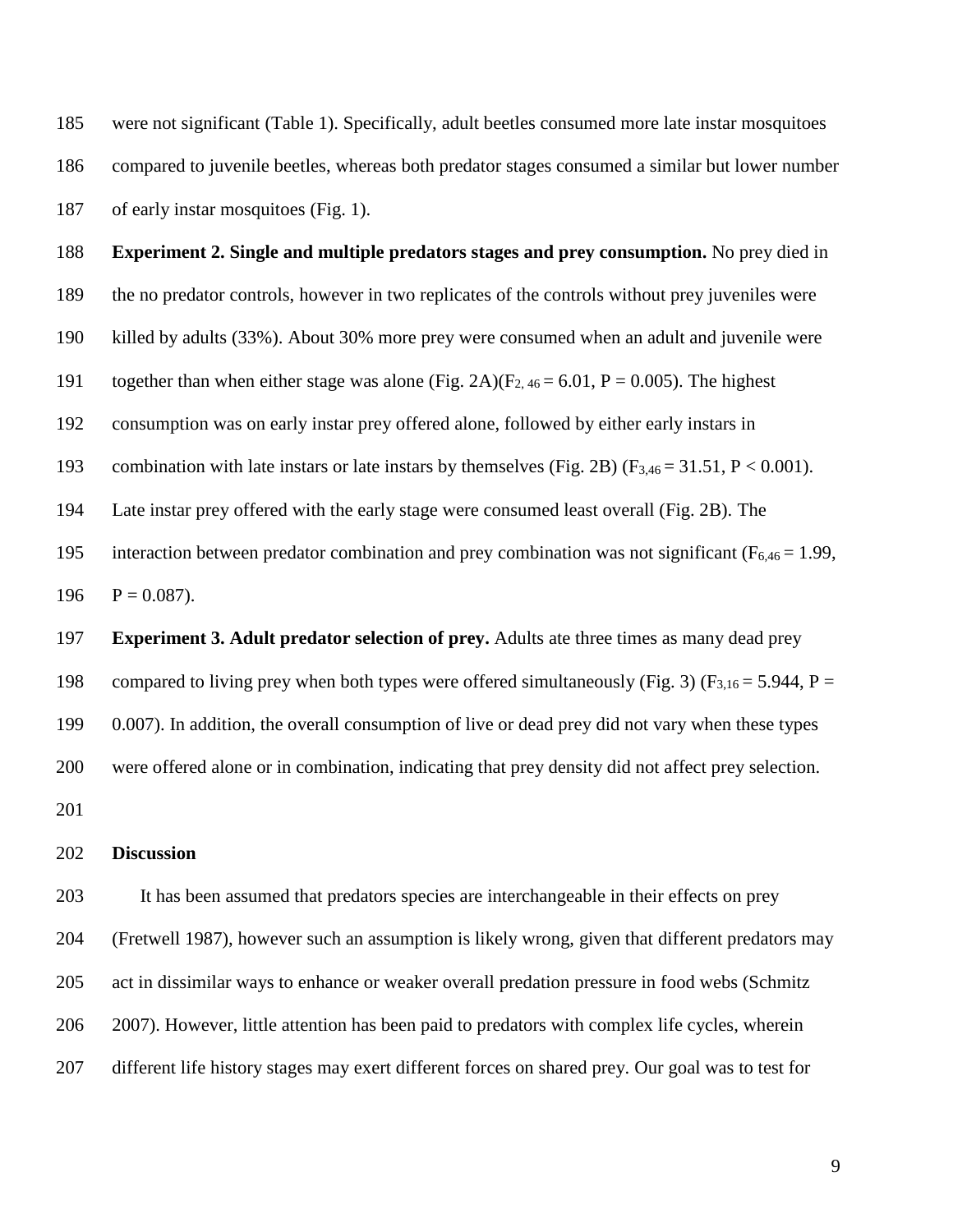were not significant (Table 1). Specifically, adult beetles consumed more late instar mosquitoes compared to juvenile beetles, whereas both predator stages consumed a similar but lower number of early instar mosquitoes (Fig. 1).

**Experiment 2. Single and multiple predators stages and prey consumption.** No prey died in the no predator controls, however in two replicates of the controls without prey juveniles were killed by adults (33%). About 30% more prey were consumed when an adult and juvenile were together than when either stage was alone (Fig. 2A)($F_{2, 46} = 6.01$, $P = 0.005$). The highest consumption was on early instar prey offered alone, followed by either early instars in combination with late instars or late instars by themselves (Fig. 2B) ($F_{3,46} = 31.51$, $P < 0.001$). Late instar prey offered with the early stage were consumed least overall (Fig. 2B). The interaction between predator combination and prey combination was not significant ($F_{6,46} = 1.99$, $P = 0.087$).

**Experiment 3. Adult predator selection of prey.** Adults ate three times as many dead prey compared to living prey when both types were offered simultaneously (Fig. 3) ($F_{3,16} = 5.944$, $P = 0.007$). In addition, the overall consumption of live or dead prey did not vary when these types were offered alone or in combination, indicating that prey density did not affect prey selection.

## Discussion

It has been assumed that predators species are interchangeable in their effects on prey (Fretwell 1987), however such an assumption is likely wrong, given that different predators may act in dissimilar ways to enhance or weaker overall predation pressure in food webs (Schmitz 2007). However, little attention has been paid to predators with complex life cycles, wherein different life history stages may exert different forces on shared prey. Our goal was to test for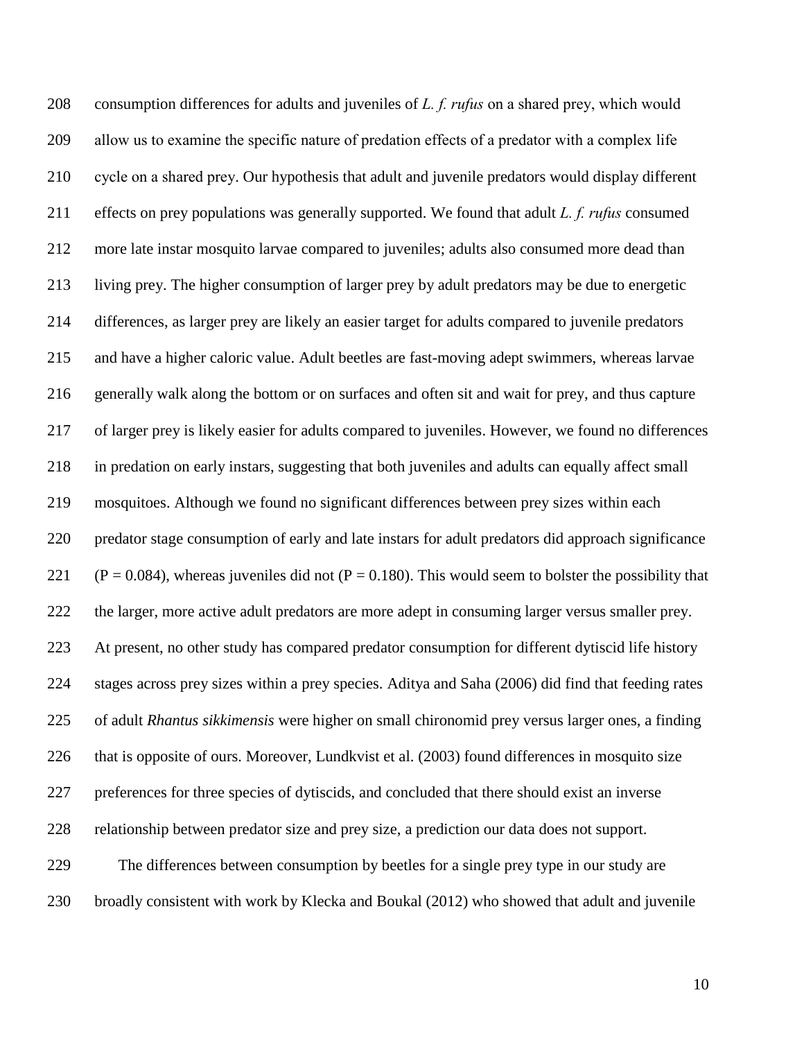consumption differences for adults and juveniles of *L. f. rufus* on a shared prey, which would allow us to examine the specific nature of predation effects of a predator with a complex life cycle on a shared prey. Our hypothesis that adult and juvenile predators would display different effects on prey populations was generally supported. We found that adult *L. f. rufus* consumed more late instar mosquito larvae compared to juveniles; adults also consumed more dead than living prey. The higher consumption of larger prey by adult predators may be due to energetic differences, as larger prey are likely an easier target for adults compared to juvenile predators and have a higher caloric value. Adult beetles are fast-moving adept swimmers, whereas larvae generally walk along the bottom or on surfaces and often sit and wait for prey, and thus capture of larger prey is likely easier for adults compared to juveniles. However, we found no differences in predation on early instars, suggesting that both juveniles and adults can equally affect small mosquitoes. Although we found no significant differences between prey sizes within each predator stage consumption of early and late instars for adult predators did approach significance ($P = 0.084$), whereas juveniles did not ($P = 0.180$). This would seem to bolster the possibility that the larger, more active adult predators are more adept in consuming larger versus smaller prey. At present, no other study has compared predator consumption for different dytiscid life history stages across prey sizes within a prey species. Aditya and Saha (2006) did find that feeding rates of adult *Rhantus sikkimensis* were higher on small chironomid prey versus larger ones, a finding that is opposite of ours. Moreover, Lundkvist et al. (2003) found differences in mosquito size preferences for three species of dytiscids, and concluded that there should exist an inverse relationship between predator size and prey size, a prediction our data does not support.

The differences between consumption by beetles for a single prey type in our study are broadly consistent with work by Klecka and Boukal (2012) who showed that adult and juvenile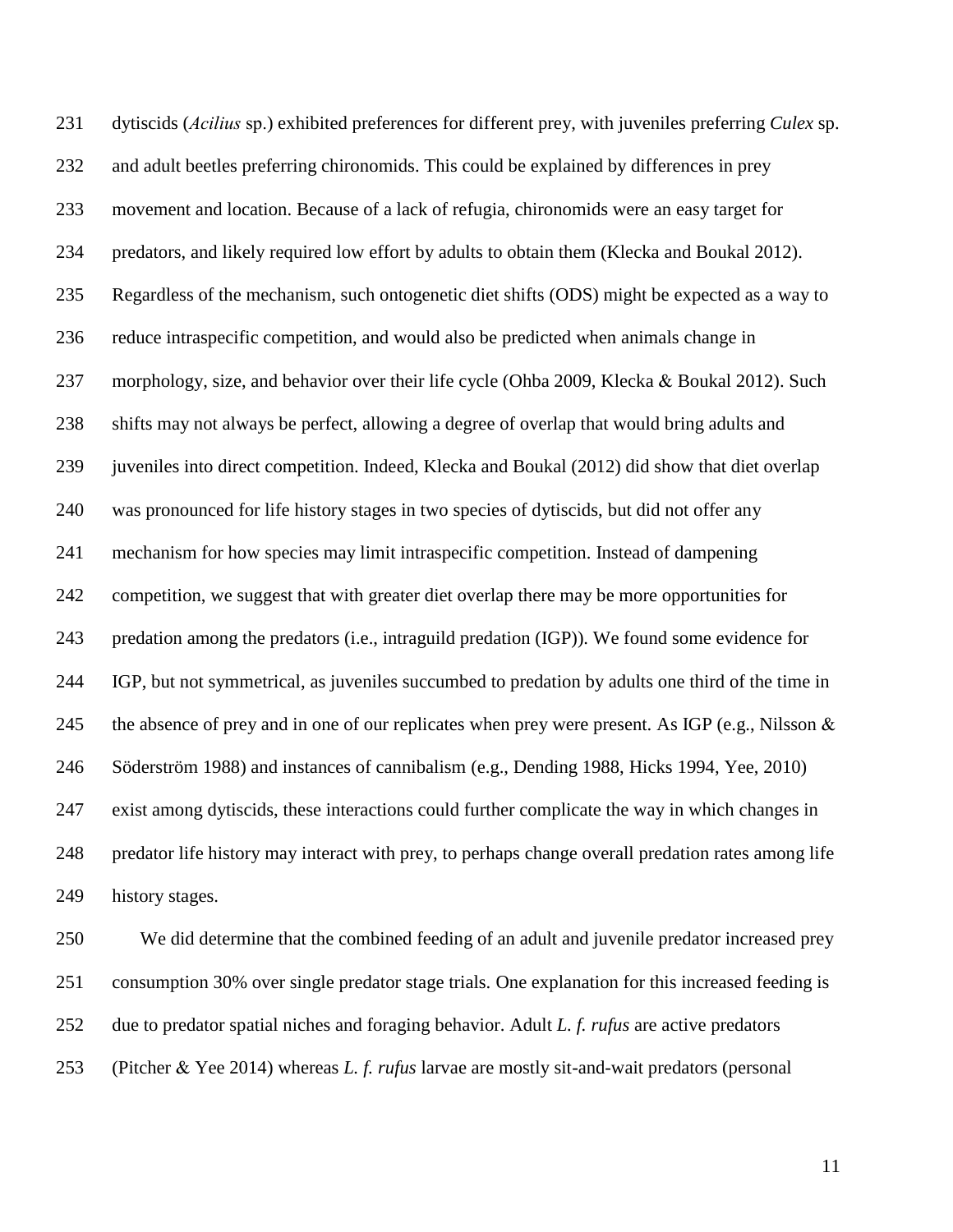dytiscids (*Acilius* sp.) exhibited preferences for different prey, with juveniles preferring *Culex* sp. and adult beetles preferring chironomids. This could be explained by differences in prey movement and location. Because of a lack of refugia, chironomids were an easy target for predators, and likely required low effort by adults to obtain them (Klecka and Boukal 2012). Regardless of the mechanism, such ontogenetic diet shifts (ODS) might be expected as a way to reduce intraspecific competition, and would also be predicted when animals change in morphology, size, and behavior over their life cycle (Ohba 2009, Klecka & Boukal 2012). Such shifts may not always be perfect, allowing a degree of overlap that would bring adults and juveniles into direct competition. Indeed, Klecka and Boukal (2012) did show that diet overlap was pronounced for life history stages in two species of dytiscids, but did not offer any mechanism for how species may limit intraspecific competition. Instead of dampening competition, we suggest that with greater diet overlap there may be more opportunities for predation among the predators (i.e., intraguild predation (IGP)). We found some evidence for IGP, but not symmetrical, as juveniles succumbed to predation by adults one third of the time in the absence of prey and in one of our replicates when prey were present. As IGP (e.g., Nilsson & Söderström 1988) and instances of cannibalism (e.g., Dending 1988, Hicks 1994, Yee, 2010) exist among dytiscids, these interactions could further complicate the way in which changes in predator life history may interact with prey, to perhaps change overall predation rates among life history stages.

We did determine that the combined feeding of an adult and juvenile predator increased prey consumption 30% over single predator stage trials. One explanation for this increased feeding is due to predator spatial niches and foraging behavior. Adult *L. f. rufus* are active predators (Pitcher & Yee 2014) whereas *L. f. rufus* larvae are mostly sit-and-wait predators (personal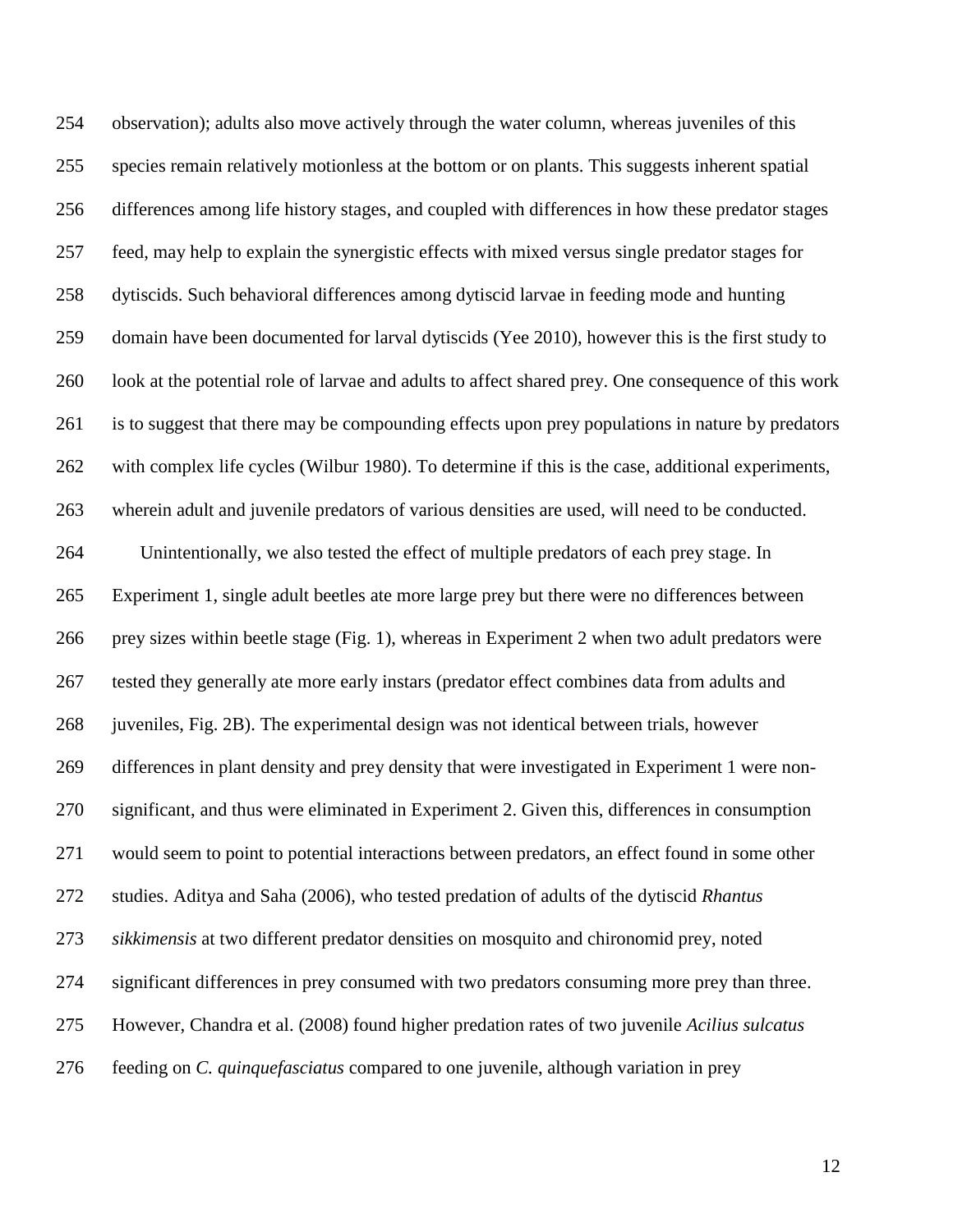observation); adults also move actively through the water column, whereas juveniles of this species remain relatively motionless at the bottom or on plants. This suggests inherent spatial differences among life history stages, and coupled with differences in how these predator stages feed, may help to explain the synergistic effects with mixed versus single predator stages for dytiscids. Such behavioral differences among dytiscid larvae in feeding mode and hunting domain have been documented for larval dytiscids (Yee 2010), however this is the first study to look at the potential role of larvae and adults to affect shared prey. One consequence of this work is to suggest that there may be compounding effects upon prey populations in nature by predators with complex life cycles (Wilbur 1980). To determine if this is the case, additional experiments, wherein adult and juvenile predators of various densities are used, will need to be conducted.

Unintentionally, we also tested the effect of multiple predators of each prey stage. In Experiment 1, single adult beetles ate more large prey but there were no differences between prey sizes within beetle stage (Fig. 1), whereas in Experiment 2 when two adult predators were tested they generally ate more early instars (predator effect combines data from adults and juveniles, Fig. 2B). The experimental design was not identical between trials, however differences in plant density and prey density that were investigated in Experiment 1 were non-significant, and thus were eliminated in Experiment 2. Given this, differences in consumption would seem to point to potential interactions between predators, an effect found in some other studies. Aditya and Saha (2006), who tested predation of adults of the dytiscid *Rhantus sikkimensis* at two different predator densities on mosquito and chironomid prey, noted significant differences in prey consumed with two predators consuming more prey than three. However, Chandra et al. (2008) found higher predation rates of two juvenile *Acilius sulcatus* feeding on *C. quinquefasciatus* compared to one juvenile, although variation in prey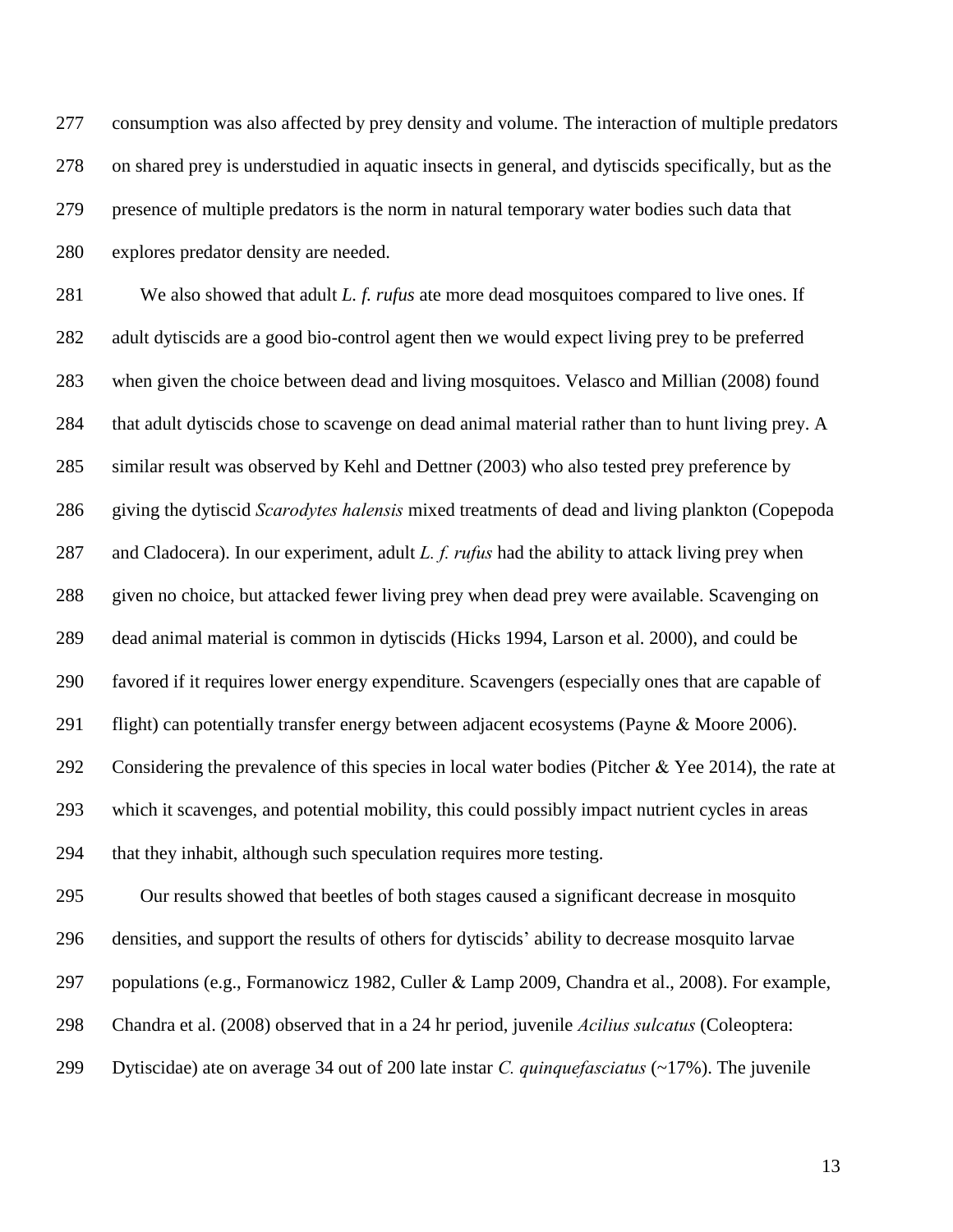consumption was also affected by prey density and volume. The interaction of multiple predators on shared prey is understudied in aquatic insects in general, and dytiscids specifically, but as the presence of multiple predators is the norm in natural temporary water bodies such data that explores predator density are needed.

We also showed that adult *L. f. rufus* ate more dead mosquitoes compared to live ones. If adult dytiscids are a good bio-control agent then we would expect living prey to be preferred when given the choice between dead and living mosquitoes. Velasco and Millian (2008) found that adult dytiscids chose to scavenge on dead animal material rather than to hunt living prey. A similar result was observed by Kehl and Dettner (2003) who also tested prey preference by giving the dytiscid *Scarodytes halensis* mixed treatments of dead and living plankton (Copepoda and Cladocera). In our experiment, adult *L. f. rufus* had the ability to attack living prey when given no choice, but attacked fewer living prey when dead prey were available. Scavenging on dead animal material is common in dytiscids (Hicks 1994, Larson et al. 2000), and could be favored if it requires lower energy expenditure. Scavengers (especially ones that are capable of flight) can potentially transfer energy between adjacent ecosystems (Payne & Moore 2006). Considering the prevalence of this species in local water bodies (Pitcher & Yee 2014), the rate at which it scavenges, and potential mobility, this could possibly impact nutrient cycles in areas that they inhabit, although such speculation requires more testing.

Our results showed that beetles of both stages caused a significant decrease in mosquito densities, and support the results of others for dytiscids' ability to decrease mosquito larvae populations (e.g., Formanowicz 1982, Culler & Lamp 2009, Chandra et al., 2008). For example, Chandra et al. (2008) observed that in a 24 hr period, juvenile *Acilius sulcatus* (Coleoptera: Dytiscidae) ate on average 34 out of 200 late instar *C. quinquefasciatus* (~17%). The juvenile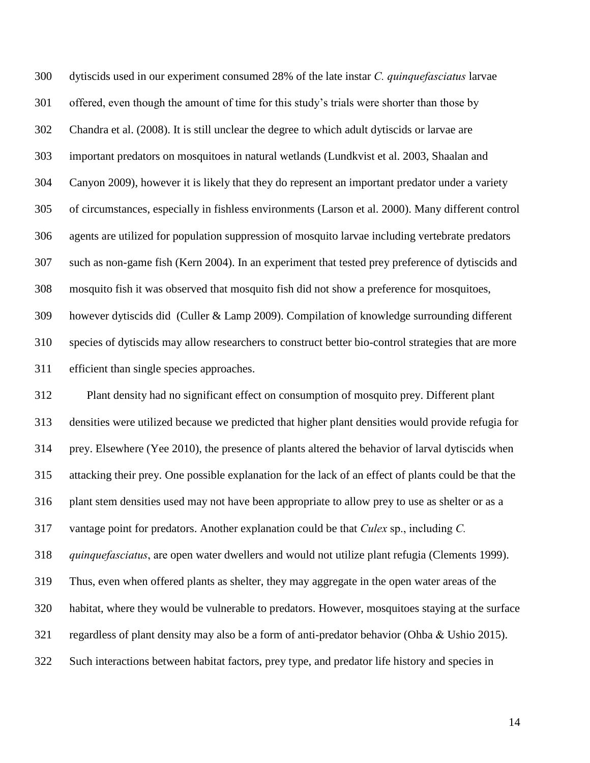dytiscids used in our experiment consumed 28% of the late instar *C. quinquefasciatus* larvae offered, even though the amount of time for this study's trials were shorter than those by Chandra et al. (2008). It is still unclear the degree to which adult dytiscids or larvae are important predators on mosquitoes in natural wetlands (Lundkvist et al. 2003, Shaalan and Canyon 2009), however it is likely that they do represent an important predator under a variety of circumstances, especially in fishless environments (Larson et al. 2000). Many different control agents are utilized for population suppression of mosquito larvae including vertebrate predators such as non-game fish (Kern 2004). In an experiment that tested prey preference of dytiscids and mosquito fish it was observed that mosquito fish did not show a preference for mosquitoes, however dytiscids did (Culler & Lamp 2009). Compilation of knowledge surrounding different species of dytiscids may allow researchers to construct better bio-control strategies that are more efficient than single species approaches.

Plant density had no significant effect on consumption of mosquito prey. Different plant densities were utilized because we predicted that higher plant densities would provide refugia for prey. Elsewhere (Yee 2010), the presence of plants altered the behavior of larval dytiscids when attacking their prey. One possible explanation for the lack of an effect of plants could be that the plant stem densities used may not have been appropriate to allow prey to use as shelter or as a vantage point for predators. Another explanation could be that *Culex* sp., including *C. quinquefasciatus*, are open water dwellers and would not utilize plant refugia (Clements 1999). Thus, even when offered plants as shelter, they may aggregate in the open water areas of the habitat, where they would be vulnerable to predators. However, mosquitoes staying at the surface regardless of plant density may also be a form of anti-predator behavior (Ohba & Ushio 2015). Such interactions between habitat factors, prey type, and predator life history and species in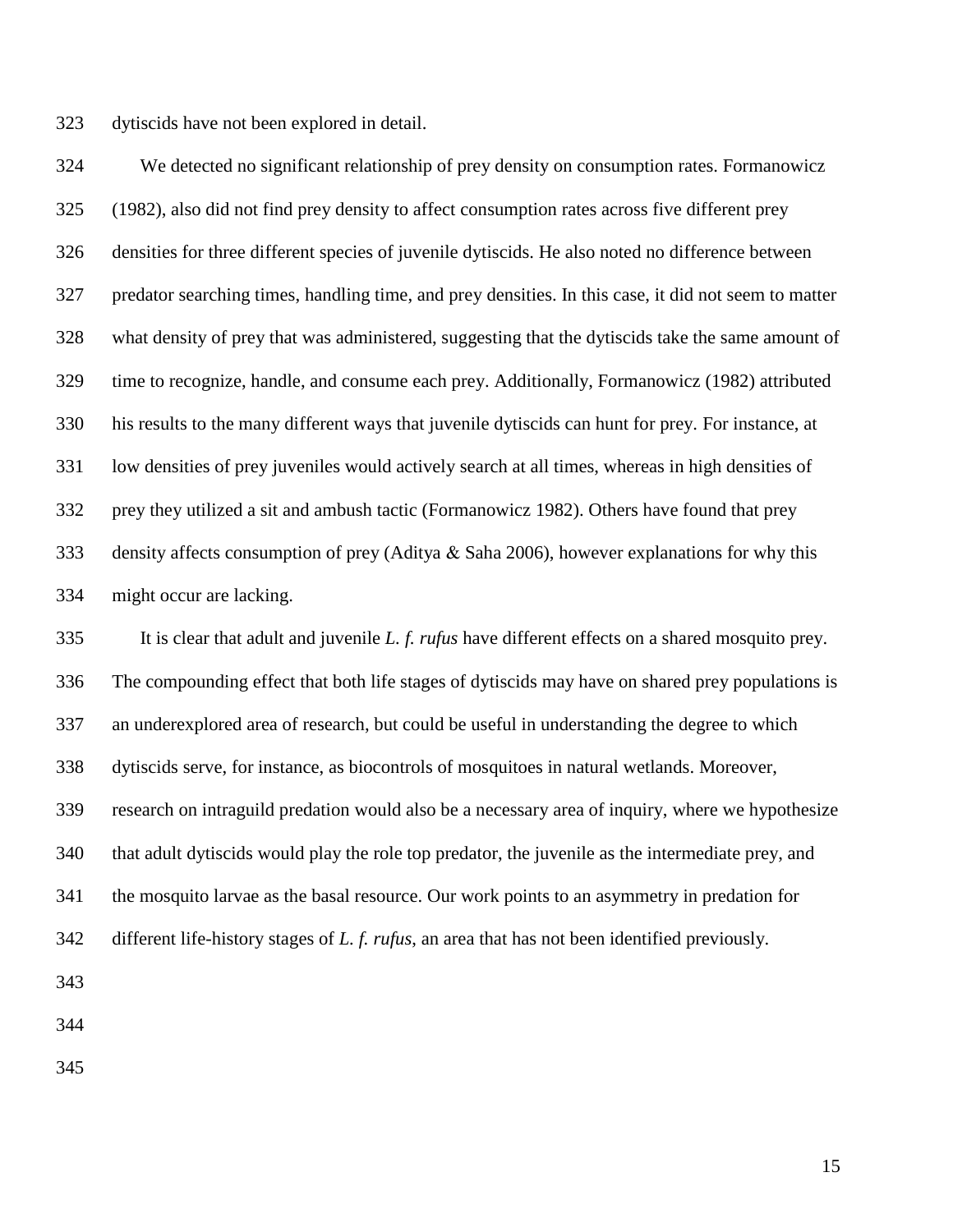dytiscids have not been explored in detail.

We detected no significant relationship of prey density on consumption rates. Formanowicz (1982), also did not find prey density to affect consumption rates across five different prey densities for three different species of juvenile dytiscids. He also noted no difference between predator searching times, handling time, and prey densities. In this case, it did not seem to matter what density of prey that was administered, suggesting that the dytiscids take the same amount of time to recognize, handle, and consume each prey. Additionally, Formanowicz (1982) attributed his results to the many different ways that juvenile dytiscids can hunt for prey. For instance, at low densities of prey juveniles would actively search at all times, whereas in high densities of prey they utilized a sit and ambush tactic (Formanowicz 1982). Others have found that prey density affects consumption of prey (Aditya & Saha 2006), however explanations for why this might occur are lacking.

It is clear that adult and juvenile *L. f. rufus* have different effects on a shared mosquito prey. The compounding effect that both life stages of dytiscids may have on shared prey populations is an underexplored area of research, but could be useful in understanding the degree to which dytiscids serve, for instance, as biocontrols of mosquitoes in natural wetlands. Moreover, research on intraguild predation would also be a necessary area of inquiry, where we hypothesize that adult dytiscids would play the role top predator, the juvenile as the intermediate prey, and the mosquito larvae as the basal resource. Our work points to an asymmetry in predation for different life-history stages of *L. f. rufus*, an area that has not been identified previously.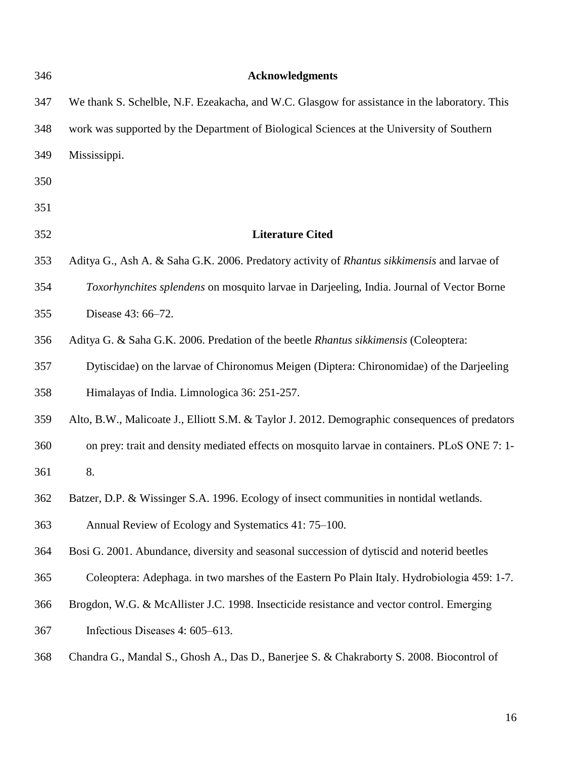## Acknowledgments

We thank S. Schelble, N.F. Ezeakacha, and W.C. Glasgow for assistance in the laboratory. This work was supported by the Department of Biological Sciences at the University of Southern Mississippi.

## Literature Cited

Aditya G., Ash A. & Saha G.K. 2006. Predatory activity of *Rhantus sikkimensis* and larvae of *Toxorhynchites splendens* on mosquito larvae in Darjeeling, India. Journal of Vector Borne Disease 43: 66–72.

Aditya G. & Saha G.K. 2006. Predation of the beetle *Rhantus sikkimensis* (Coleoptera: Dytiscidae) on the larvae of Chironomus Meigen (Diptera: Chironomidae) of the Darjeeling Himalayas of India. Limnologica 36: 251-257.

Alto, B.W., Malicoate J., Elliott S.M. & Taylor J. 2012. Demographic consequences of predators on prey: trait and density mediated effects on mosquito larvae in containers. PLoS ONE 7: 1-8.

Batzer, D.P. & Wissinger S.A. 1996. Ecology of insect communities in nontidal wetlands. Annual Review of Ecology and Systematics 41: 75–100.

Bosi G. 2001. Abundance, diversity and seasonal succession of dytiscid and noterid beetles Coleoptera: Adephaga. in two marshes of the Eastern Po Plain Italy. Hydrobiologia 459: 1-7.

Brogdon, W.G. & McAllister J.C. 1998. Insecticide resistance and vector control. Emerging Infectious Diseases 4: 605–613.

Chandra G., Mandal S., Ghosh A., Das D., Banerjee S. & Chakraborty S. 2008. Biocontrol of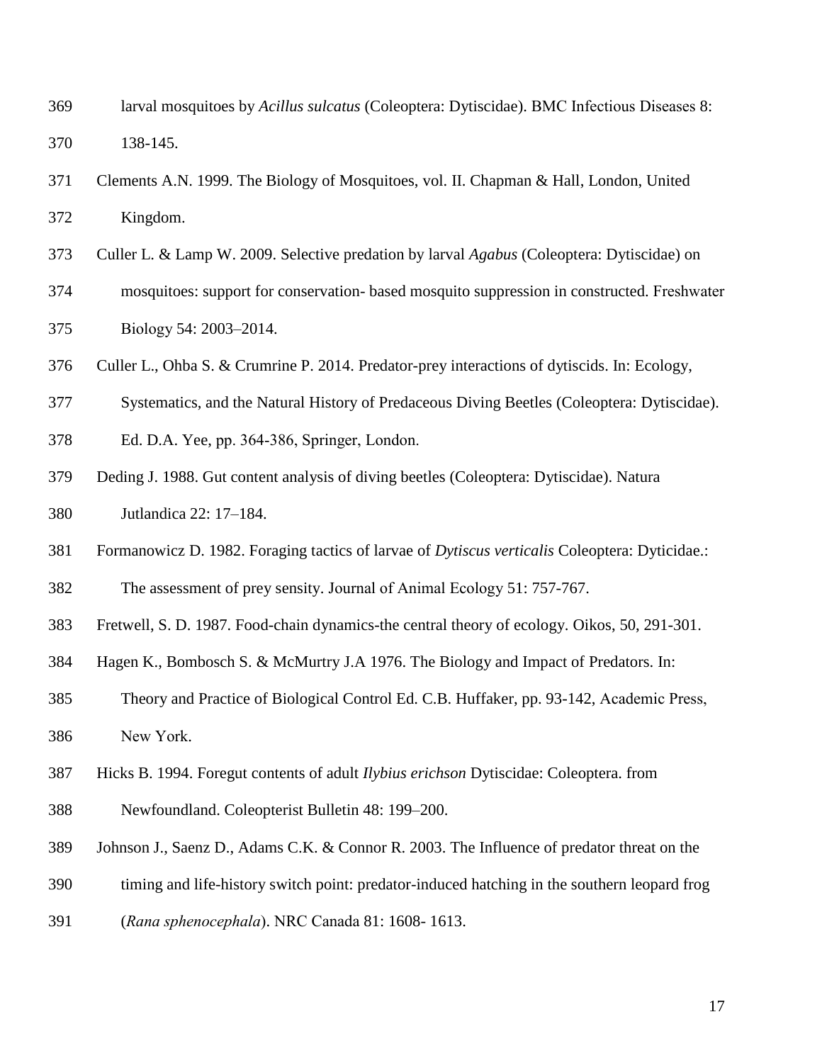larval mosquitoes by *Acillus sulcatus* (Coleoptera: Dytiscidae). BMC Infectious Diseases 8: 138-145.

Clements A.N. 1999. The Biology of Mosquitoes, vol. II. Chapman & Hall, London, United Kingdom.

Culler L. & Lamp W. 2009. Selective predation by larval *Agabus* (Coleoptera: Dytiscidae) on mosquitoes: support for conservation- based mosquito suppression in constructed. Freshwater Biology 54: 2003–2014.

Culler L., Ohba S. & Crumrine P. 2014. Predator-prey interactions of dytiscids. In: Ecology, Systematics, and the Natural History of Predaceous Diving Beetles (Coleoptera: Dytiscidae). Ed. D.A. Yee, pp. 364-386, Springer, London.

Deding J. 1988. Gut content analysis of diving beetles (Coleoptera: Dytiscidae). Natura Jutlandica 22: 17–184.

Formanowicz D. 1982. Foraging tactics of larvae of *Dytiscus verticalis* Coleoptera: Dyticidae.: The assessment of prey sensity. Journal of Animal Ecology 51: 757-767.

Fretwell, S. D. 1987. Food-chain dynamics-the central theory of ecology. Oikos, 50, 291-301.

Hagen K., Bombosch S. & McMurtry J.A 1976. The Biology and Impact of Predators. In: Theory and Practice of Biological Control Ed. C.B. Huffaker, pp. 93-142, Academic Press, New York.

Hicks B. 1994. Foregut contents of adult *Ilybius erichson* Dytiscidae: Coleoptera. from Newfoundland. Coleopterist Bulletin 48: 199–200.

Johnson J., Saenz D., Adams C.K. & Connor R. 2003. The Influence of predator threat on the timing and life-history switch point: predator-induced hatching in the southern leopard frog (*Rana sphenocephala*). NRC Canada 81: 1608- 1613.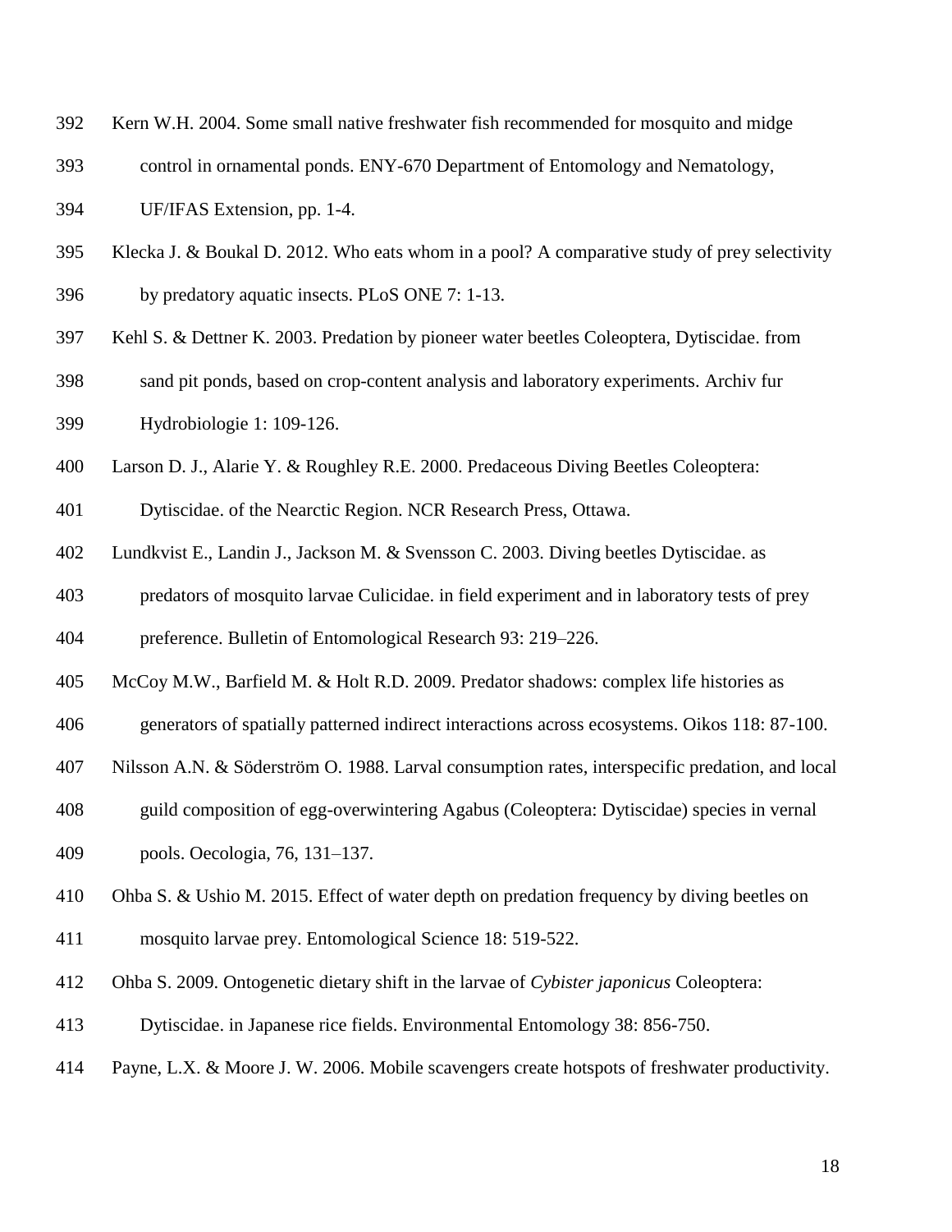Kern W.H. 2004. Some small native freshwater fish recommended for mosquito and midge control in ornamental ponds. ENY-670 Department of Entomology and Nematology, UF/IFAS Extension, pp. 1-4.

Klecka J. & Boukal D. 2012. Who eats whom in a pool? A comparative study of prey selectivity by predatory aquatic insects. PLoS ONE 7: 1-13.

Kehl S. & Dettner K. 2003. Predation by pioneer water beetles Coleoptera, Dytiscidae. from sand pit ponds, based on crop-content analysis and laboratory experiments. Archiv fur Hydrobiologie 1: 109-126.

Larson D. J., Alarie Y. & Roughley R.E. 2000. Predaceous Diving Beetles Coleoptera: Dytiscidae. of the Nearctic Region. NCR Research Press, Ottawa.

Lundkvist E., Landin J., Jackson M. & Svensson C. 2003. Diving beetles Dytiscidae. as predators of mosquito larvae Culicidae. in field experiment and in laboratory tests of prey preference. Bulletin of Entomological Research 93: 219–226.

McCoy M.W., Barfield M. & Holt R.D. 2009. Predator shadows: complex life histories as generators of spatially patterned indirect interactions across ecosystems. Oikos 118: 87-100.

Nilsson A.N. & Söderström O. 1988. Larval consumption rates, interspecific predation, and local guild composition of egg-overwintering Agabus (Coleoptera: Dytiscidae) species in vernal pools. Oecologia, 76, 131–137.

Ohba S. & Ushio M. 2015. Effect of water depth on predation frequency by diving beetles on mosquito larvae prey. Entomological Science 18: 519-522.

Ohba S. 2009. Ontogenetic dietary shift in the larvae of *Cybister japonicus* Coleoptera: Dytiscidae. in Japanese rice fields. Environmental Entomology 38: 856-750.

Payne, L.X. & Moore J. W. 2006. Mobile scavengers create hotspots of freshwater productivity.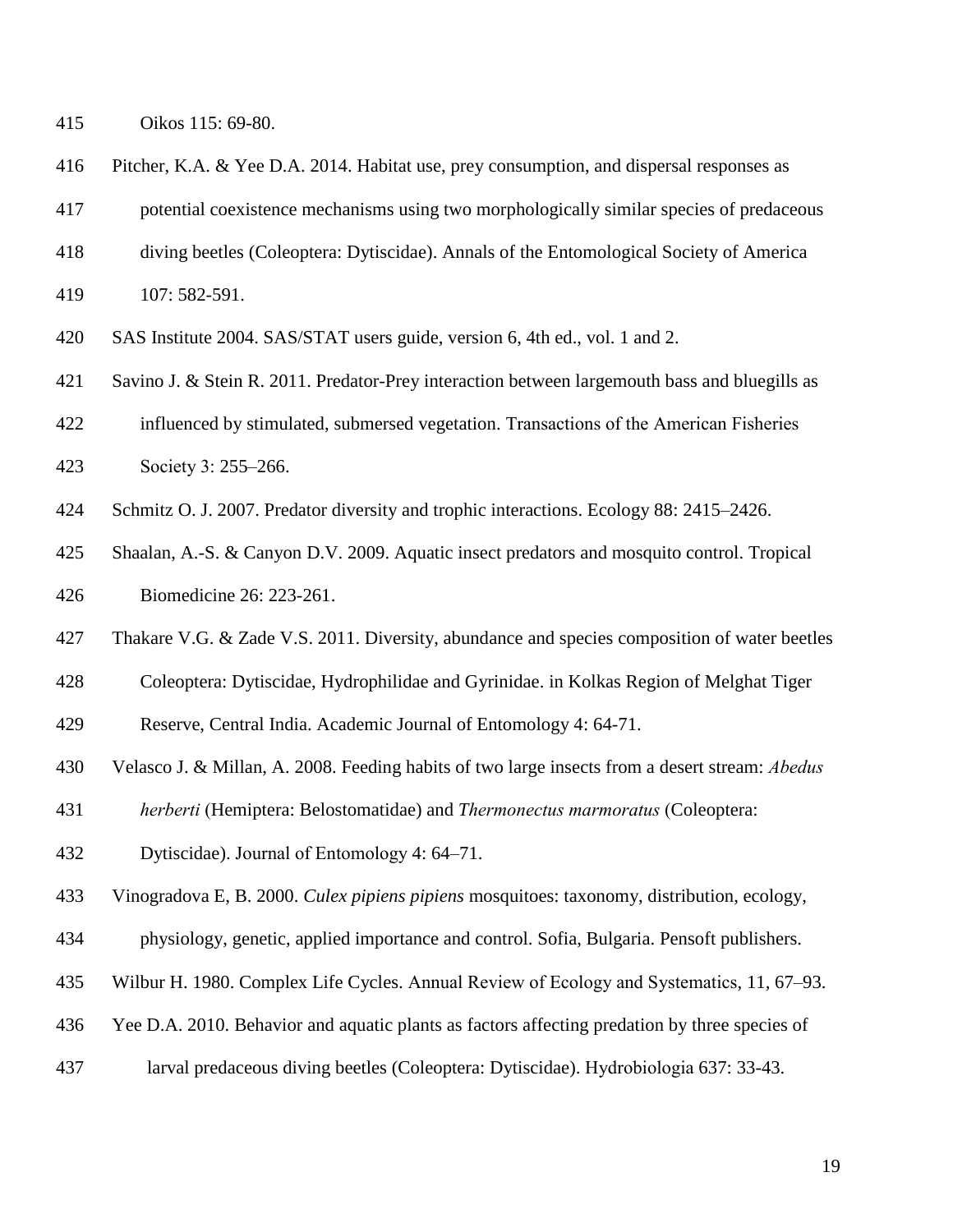Oikos 115: 69-80.

Pitcher, K.A. & Yee D.A. 2014. Habitat use, prey consumption, and dispersal responses as potential coexistence mechanisms using two morphologically similar species of predaceous diving beetles (Coleoptera: Dytiscidae). Annals of the Entomological Society of America 107: 582-591.

SAS Institute 2004. SAS/STAT users guide, version 6, 4th ed., vol. 1 and 2.

Savino J. & Stein R. 2011. Predator-Prey interaction between largemouth bass and bluegills as influenced by stimulated, submersed vegetation. Transactions of the American Fisheries Society 3: 255–266.

Schmitz O. J. 2007. Predator diversity and trophic interactions. Ecology 88: 2415–2426.

Shaalan, A.-S. & Canyon D.V. 2009. Aquatic insect predators and mosquito control. Tropical Biomedicine 26: 223-261.

Thakare V.G. & Zade V.S. 2011. Diversity, abundance and species composition of water beetles Coleoptera: Dytiscidae, Hydrophilidae and Gyrinidae. in Kolkas Region of Melghat Tiger Reserve, Central India. Academic Journal of Entomology 4: 64-71.

Velasco J. & Millan, A. 2008. Feeding habits of two large insects from a desert stream: *Abedus herberti* (Hemiptera: Belostomatidae) and *Thermonectus marmoratus* (Coleoptera: Dytiscidae). Journal of Entomology 4: 64–71.

Vinogradova E, B. 2000. *Culex pipiens pipiens* mosquitoes: taxonomy, distribution, ecology, physiology, genetic, applied importance and control. Sofia, Bulgaria. Pensoft publishers.

Wilbur H. 1980. Complex Life Cycles. Annual Review of Ecology and Systematics, 11, 67–93.

Yee D.A. 2010. Behavior and aquatic plants as factors affecting predation by three species of larval predaceous diving beetles (Coleoptera: Dytiscidae). Hydrobiologia 637: 33-43.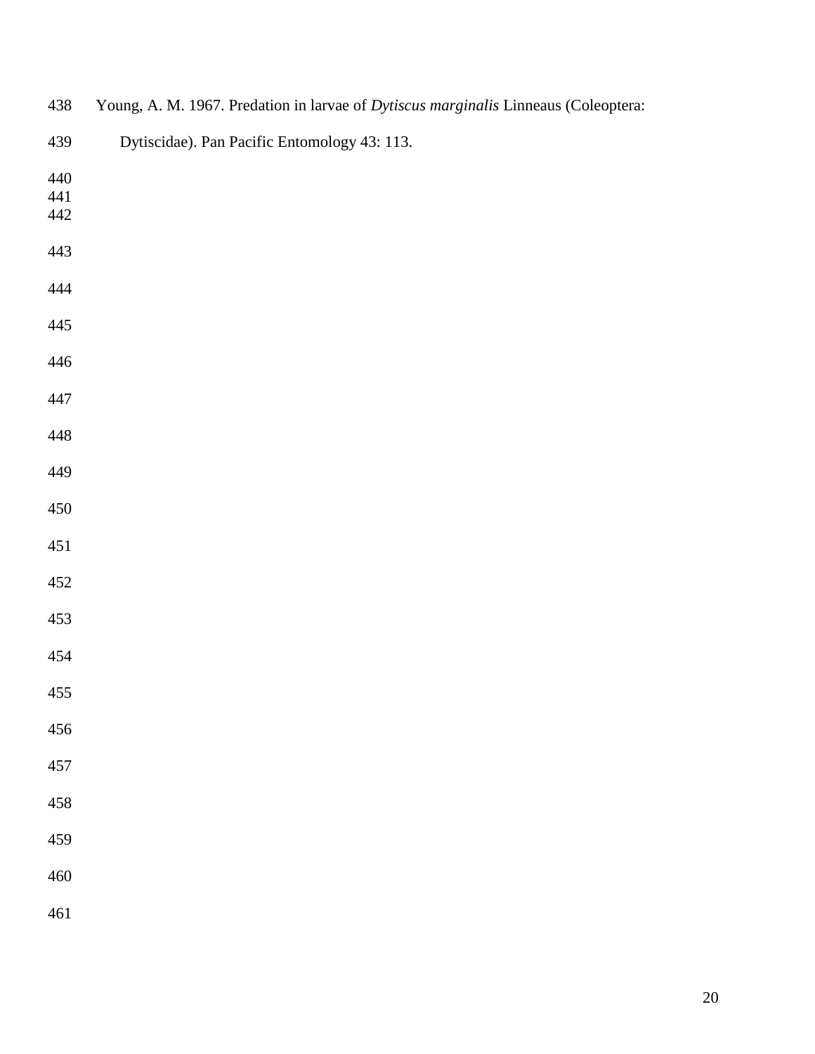Young, A. M. 1967. Predation in larvae of *Dytiscus marginalis* Linneaus (Coleoptera: Dytiscidae). Pan Pacific Entomology 43: 113.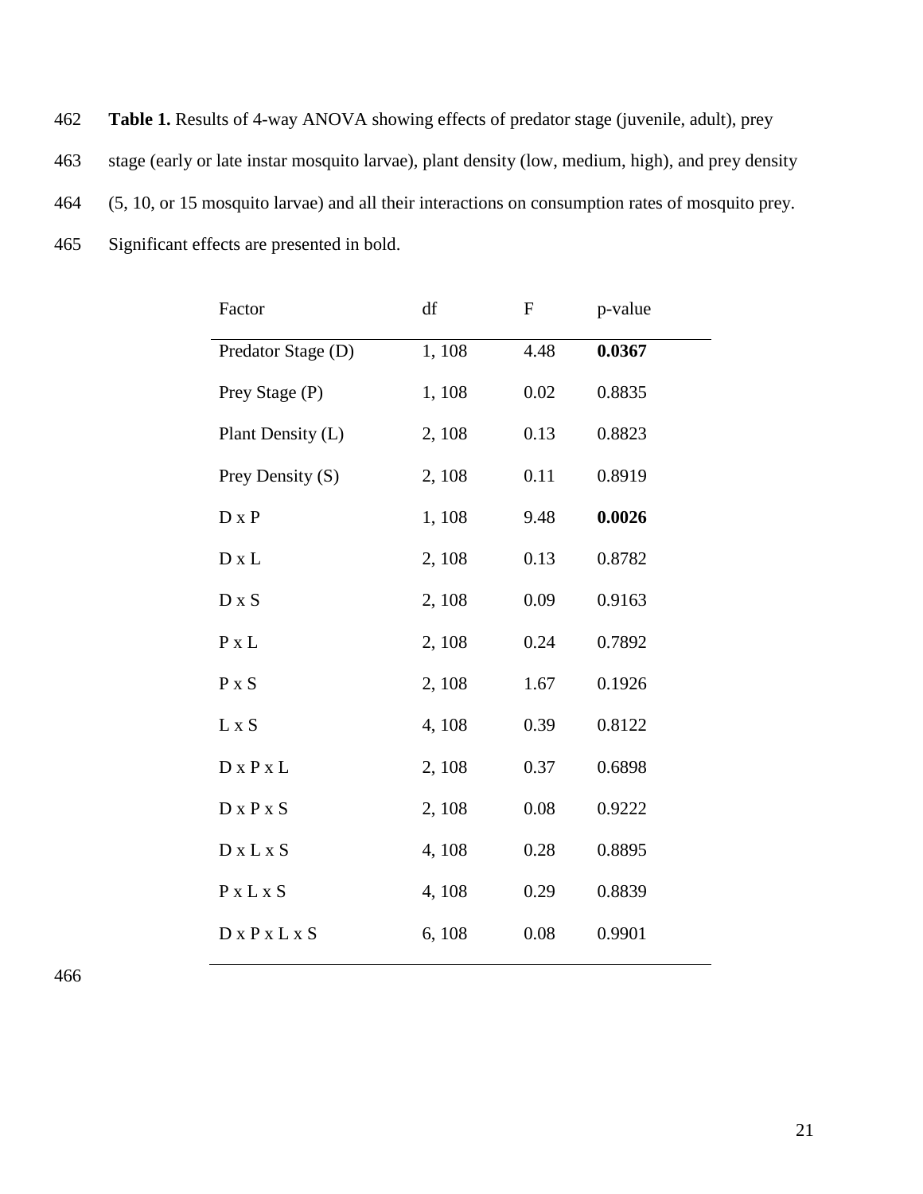**Table 1.** Results of 4-way ANOVA showing effects of predator stage (juvenile, adult), prey stage (early or late instar mosquito larvae), plant density (low, medium, high), and prey density (5, 10, or 15 mosquito larvae) and all their interactions on consumption rates of mosquito prey. Significant effects are presented in bold.

| Factor | df | F | p-value |
|---|---|---|---|
| Predator Stage (D) | 1, 108 | 4.48 | **0.0367** |
| Prey Stage (P) | 1, 108 | 0.02 | 0.8835 |
| Plant Density (L) | 2, 108 | 0.13 | 0.8823 |
| Prey Density (S) | 2, 108 | 0.11 | 0.8919 |
| D x P | 1, 108 | 9.48 | **0.0026** |
| D x L | 2, 108 | 0.13 | 0.8782 |
| D x S | 2, 108 | 0.09 | 0.9163 |
| P x L | 2, 108 | 0.24 | 0.7892 |
| P x S | 2, 108 | 1.67 | 0.1926 |
| L x S | 4, 108 | 0.39 | 0.8122 |
| D x P x L | 2, 108 | 0.37 | 0.6898 |
| D x P x S | 2, 108 | 0.08 | 0.9222 |
| D x L x S | 4, 108 | 0.28 | 0.8895 |
| P x L x S | 4, 108 | 0.29 | 0.8839 |
| D x P x L x S | 6, 108 | 0.08 | 0.9901 |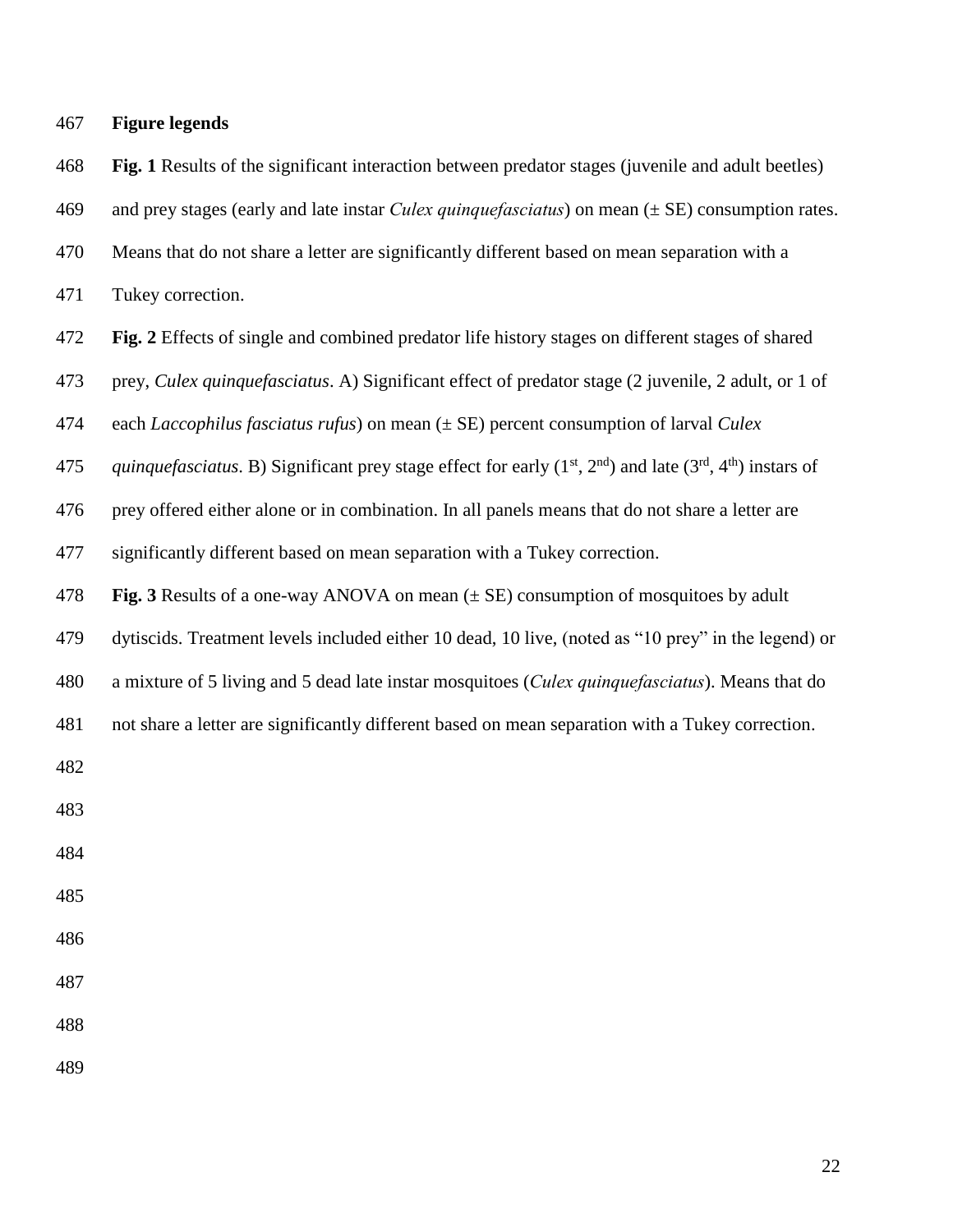## Figure legends

**Fig. 1** Results of the significant interaction between predator stages (juvenile and adult beetles) and prey stages (early and late instar *Culex quinquefasciatus*) on mean (± SE) consumption rates. Means that do not share a letter are significantly different based on mean separation with a Tukey correction.

**Fig. 2** Effects of single and combined predator life history stages on different stages of shared prey, *Culex quinquefasciatus*. A) Significant effect of predator stage (2 juvenile, 2 adult, or 1 of each *Laccophilus fasciatus rufus*) on mean (± SE) percent consumption of larval *Culex quinquefasciatus*. B) Significant prey stage effect for early ($1^{st}$, $2^{nd}$) and late ($3^{rd}$, $4^{th}$) instars of prey offered either alone or in combination. In all panels means that do not share a letter are significantly different based on mean separation with a Tukey correction.

**Fig. 3** Results of a one-way ANOVA on mean (± SE) consumption of mosquitoes by adult dytiscids. Treatment levels included either 10 dead, 10 live, (noted as "10 prey" in the legend) or a mixture of 5 living and 5 dead late instar mosquitoes (*Culex quinquefasciatus*). Means that do not share a letter are significantly different based on mean separation with a Tukey correction.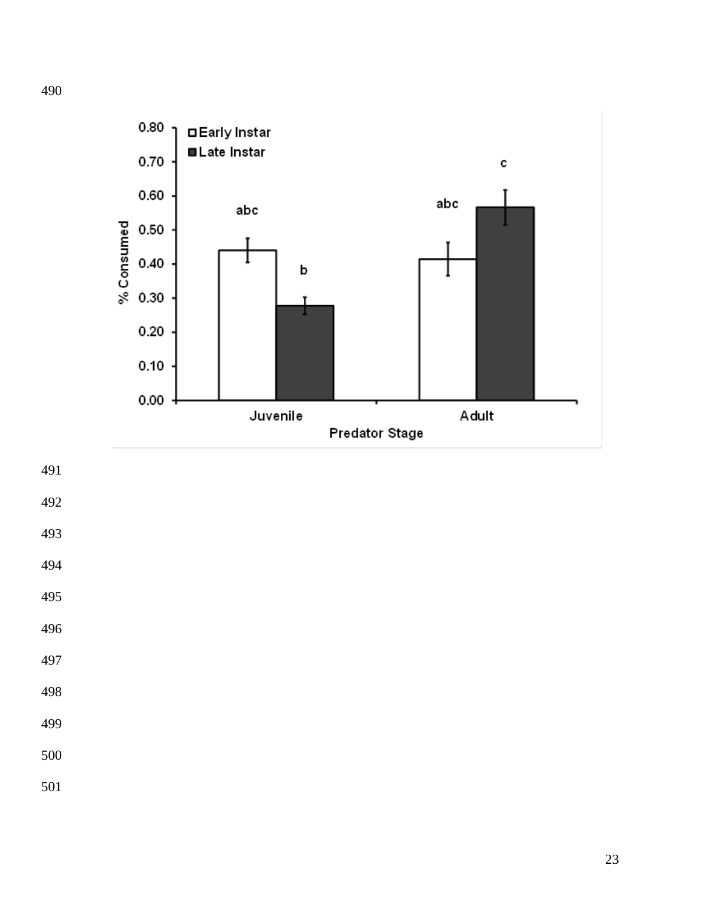% Consumed

0.80
0.70
0.60
0.50
0.40
0.30
0.20
0.10
0.00

Early Instar

Late Instar

abc

b

abc

c

Juvenile

Adult

Predator Stage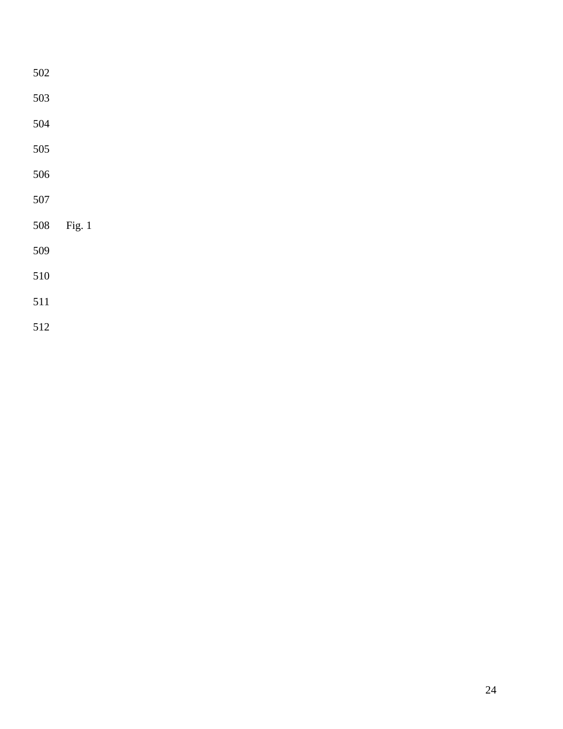Fig. 1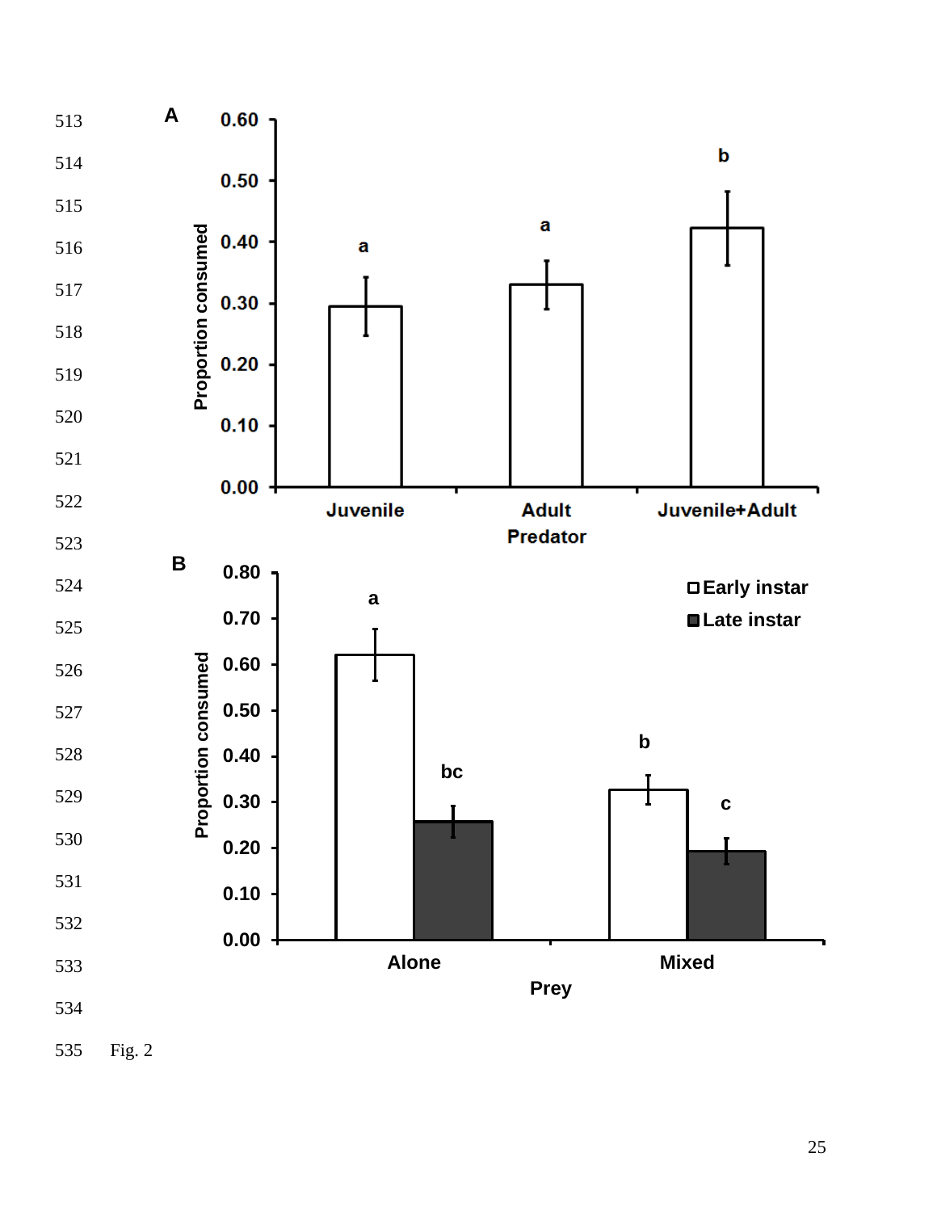Fig. 2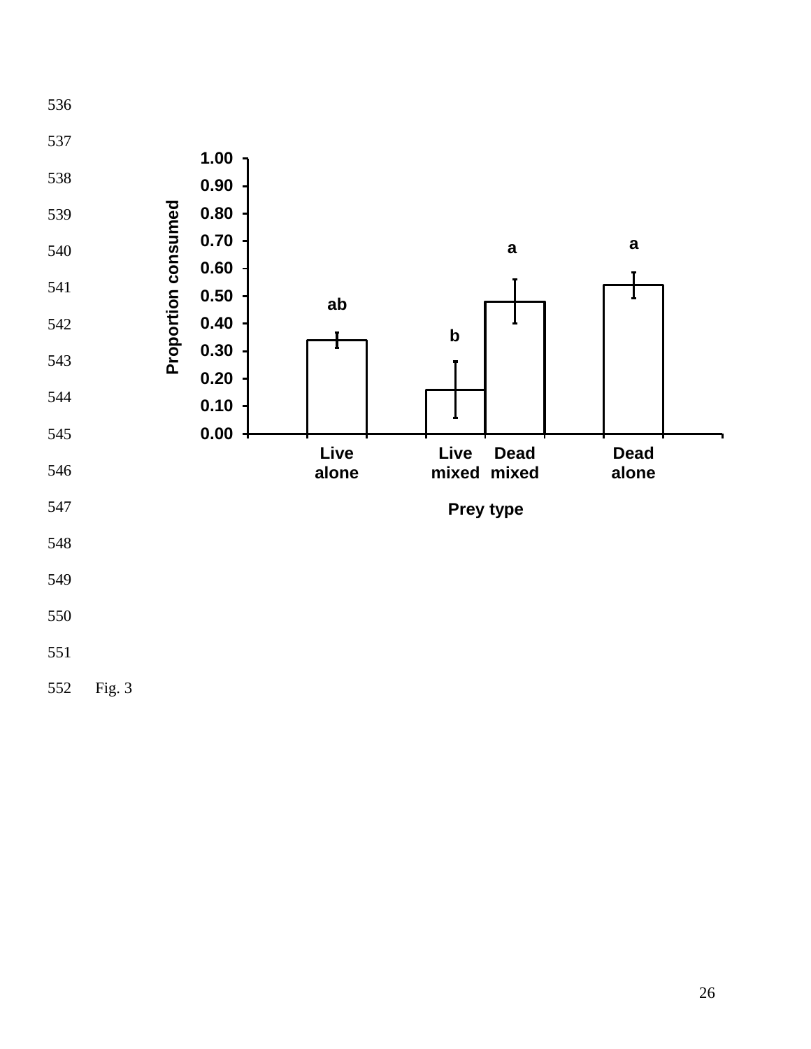1.00
0.90
0.80
0.70
0.60
0.50
0.40
0.30
0.20
0.10
0.00

Proportion consumed

ab
b
a
a

Live alone
Live mixed
Dead mixed
Dead alone

Prey type

Fig. 3